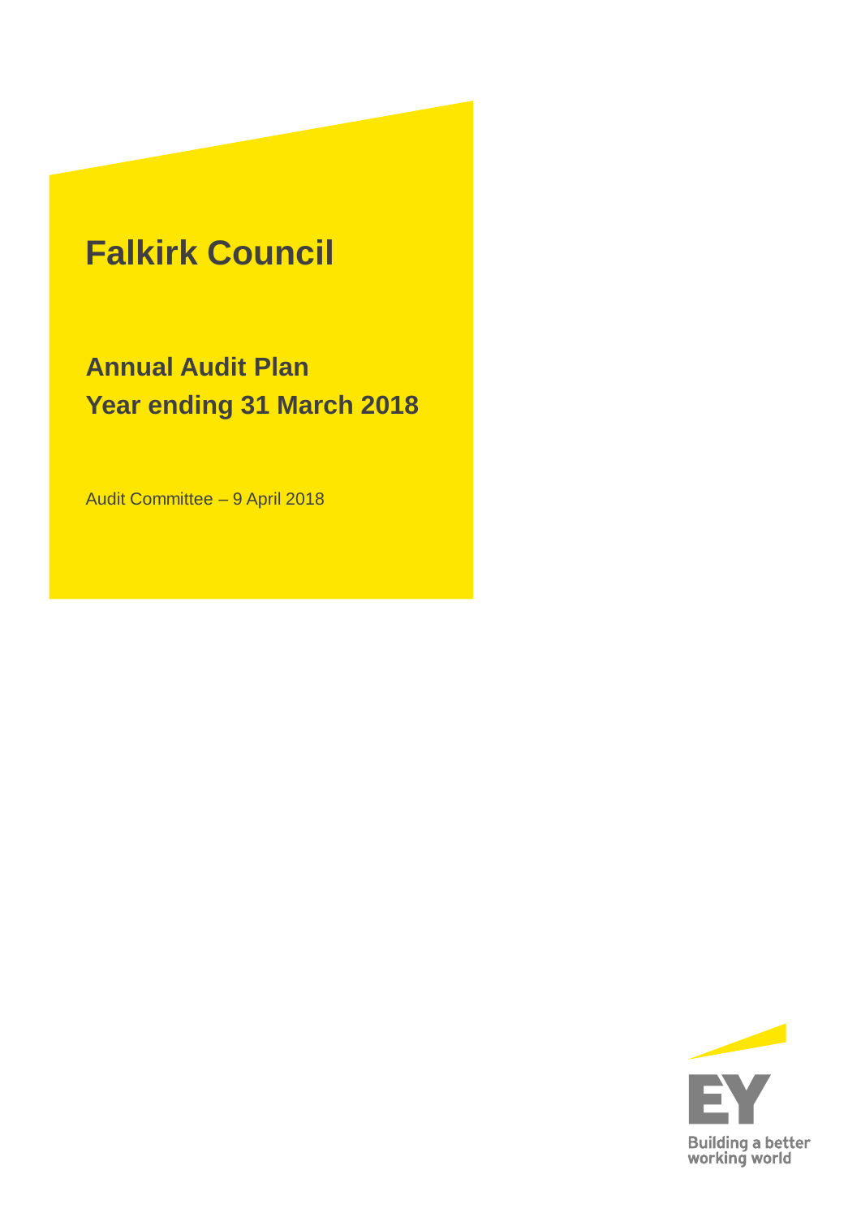# Falkirk Council

## Annual Audit Plan
## Year ending 31 March 2018

Audit Committee – 9 April 2018

Building a better working world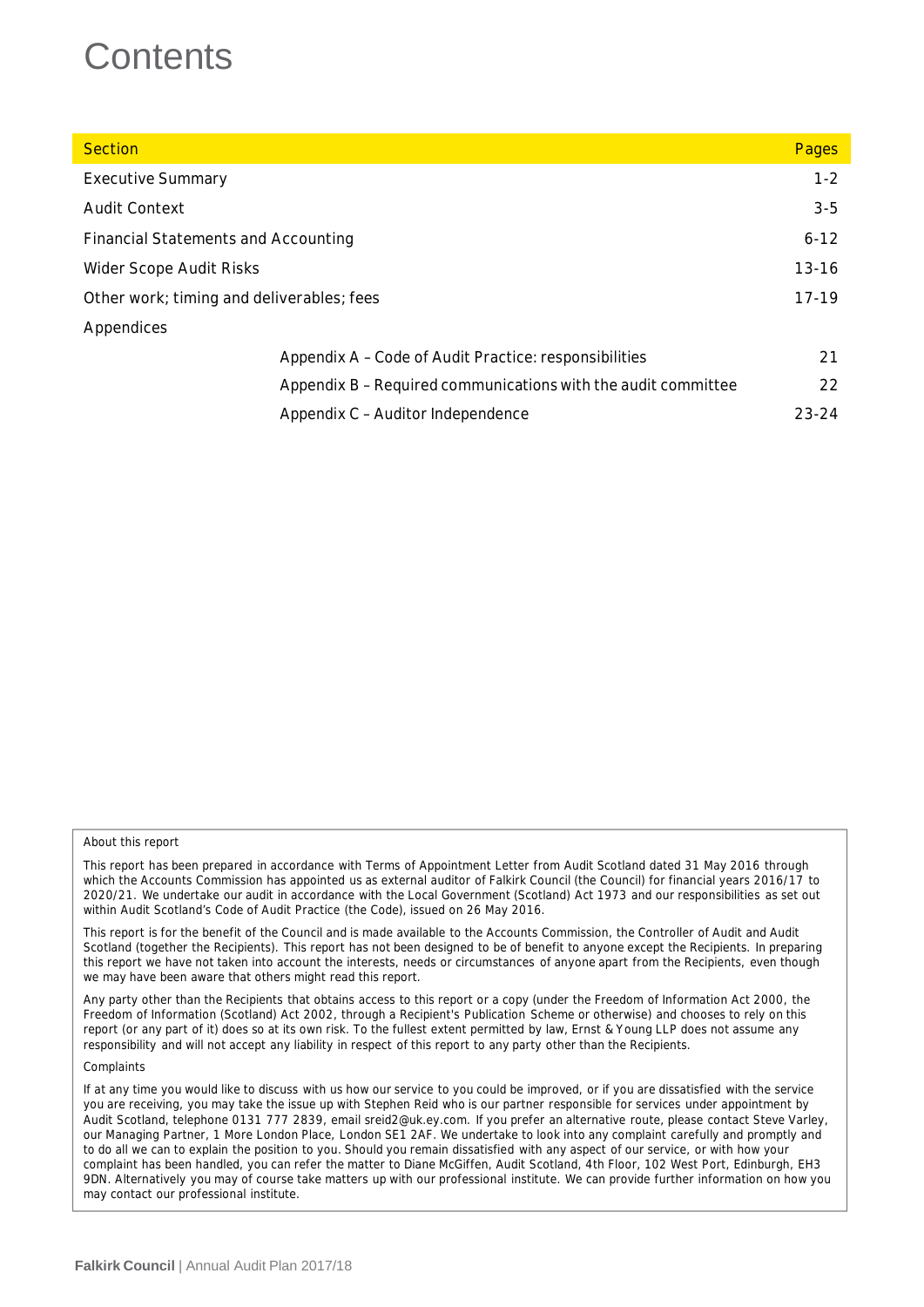# Contents

| Section | | Pages |
| --- | --- | --- |
| Executive Summary | | 1-2 |
| Audit Context | | 3-5 |
| Financial Statements and Accounting | | 6-12 |
| Wider Scope Audit Risks | | 13-16 |
| Other work; timing and deliverables; fees | | 17-19 |
| Appendices | | |
| | Appendix A – Code of Audit Practice: responsibilities | 21 |
| | Appendix B – Required communications with the audit committee | 22 |
| | Appendix C – Auditor Independence | 23-24 |

About this report

This report has been prepared in accordance with Terms of Appointment Letter from Audit Scotland dated 31 May 2016 through which the Accounts Commission has appointed us as external auditor of Falkirk Council (the Council) for financial years 2016/17 to 2020/21. We undertake our audit in accordance with the Local Government (Scotland) Act 1973 and our responsibilities as set out within Audit Scotland's Code of Audit Practice (the Code), issued on 26 May 2016.

This report is for the benefit of the Council and is made available to the Accounts Commission, the Controller of Audit and Audit Scotland (together the Recipients). This report has not been designed to be of benefit to anyone except the Recipients. In preparing this report we have not taken into account the interests, needs or circumstances of anyone apart from the Recipients, even though we may have been aware that others might read this report.

Any party other than the Recipients that obtains access to this report or a copy (under the Freedom of Information Act 2000, the Freedom of Information (Scotland) Act 2002, through a Recipient's Publication Scheme or otherwise) and chooses to rely on this report (or any part of it) does so at its own risk. To the fullest extent permitted by law, Ernst & Young LLP does not assume any responsibility and will not accept any liability in respect of this report to any party other than the Recipients.

Complaints

If at any time you would like to discuss with us how our service to you could be improved, or if you are dissatisfied with the service you are receiving, you may take the issue up with Stephen Reid who is our partner responsible for services under appointment by Audit Scotland, telephone 0131 777 2839, email sreid2@uk.ey.com. If you prefer an alternative route, please contact Steve Varley, our Managing Partner, 1 More London Place, London SE1 2AF. We undertake to look into any complaint carefully and promptly and to do all we can to explain the position to you. Should you remain dissatisfied with any aspect of our service, or with how your complaint has been handled, you can refer the matter to Diane McGiffen, Audit Scotland, 4th Floor, 102 West Port, Edinburgh, EH3 9DN. Alternatively you may of course take matters up with our professional institute. We can provide further information on how you may contact our professional institute.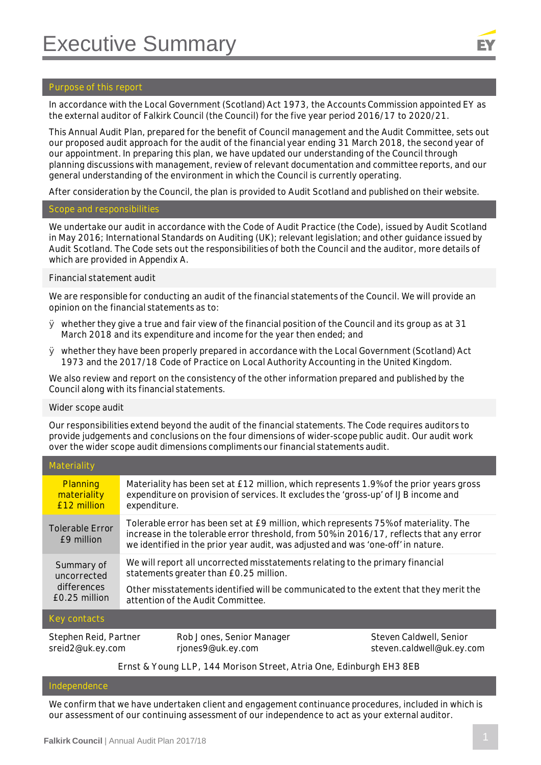# Executive Summary

## Purpose of this report

In accordance with the Local Government (Scotland) Act 1973, the Accounts Commission appointed EY as the external auditor of Falkirk Council (the Council) for the five year period 2016/17 to 2020/21.

This Annual Audit Plan, prepared for the benefit of Council management and the Audit Committee, sets out our proposed audit approach for the audit of the financial year ending 31 March 2018, the second year of our appointment. In preparing this plan, we have updated our understanding of the Council through planning discussions with management, review of relevant documentation and committee reports, and our general understanding of the environment in which the Council is currently operating.

After consideration by the Council, the plan is provided to Audit Scotland and published on their website.

## Scope and responsibilities

We undertake our audit in accordance with the Code of Audit Practice (the Code), issued by Audit Scotland in May 2016; International Standards on Auditing (UK); relevant legislation; and other guidance issued by Audit Scotland. The Code sets out the responsibilities of both the Council and the auditor, more details of which are provided in Appendix A.

### Financial statement audit

We are responsible for conducting an audit of the financial statements of the Council. We will provide an opinion on the financial statements as to:

- whether they give a true and fair view of the financial position of the Council and its group as at 31 March 2018 and its expenditure and income for the year then ended; and
- whether they have been properly prepared in accordance with the Local Government (Scotland) Act 1973 and the 2017/18 Code of Practice on Local Authority Accounting in the United Kingdom.

We also review and report on the consistency of the other information prepared and published by the Council along with its financial statements.

### Wider scope audit

Our responsibilities extend beyond the audit of the financial statements. The Code requires auditors to provide judgements and conclusions on the four dimensions of wider-scope public audit. Our audit work over the wider scope audit dimensions compliments our financial statements audit.

## Materiality

| | |
|---|---|
| Planning materiality £12 million | Materiality has been set at £12 million, which represents 1.9% of the prior years gross expenditure on provision of services. It excludes the 'gross-up' of IJB income and expenditure. |
| Tolerable Error £9 million | Tolerable error has been set at £9 million, which represents 75% of materiality. The increase in the tolerable error threshold, from 50% in 2016/17, reflects that any error we identified in the prior year audit, was adjusted and was 'one-off' in nature. |
| Summary of uncorrected differences £0.25 million | We will report all uncorrected misstatements relating to the primary financial statements greater than £0.25 million. Other misstatements identified will be communicated to the extent that they merit the attention of the Audit Committee. |

## Key contacts

| | | |
|---|---|---|
| Stephen Reid, Partner<br>sreid2@uk.ey.com | Rob Jones, Senior Manager<br>rjones9@uk.ey.com | Steven Caldwell, Senior<br>steven.caldwell@uk.ey.com |

Ernst & Young LLP, 144 Morison Street, Atria One, Edinburgh EH3 8EB

## Independence

We confirm that we have undertaken client and engagement continuance procedures, included in which is our assessment of our continuing assessment of our independence to act as your external auditor.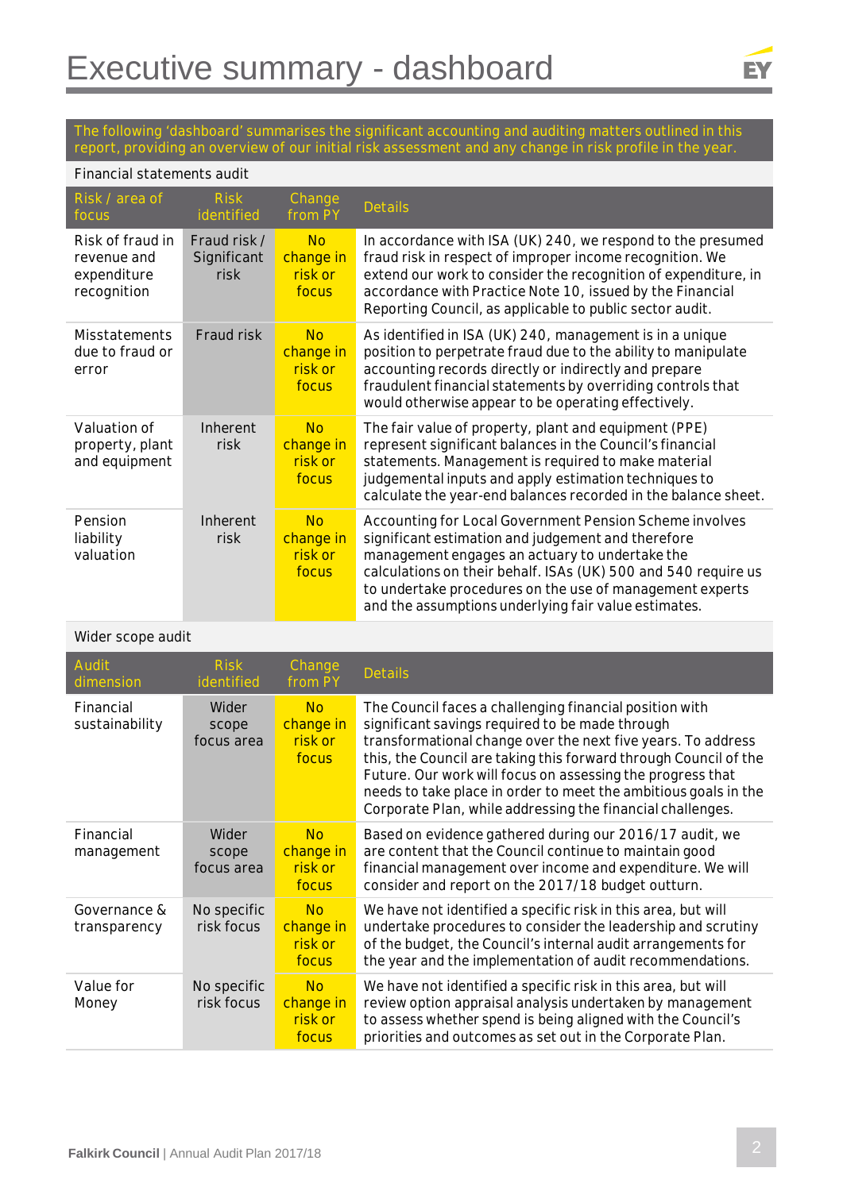# Executive summary - dashboard

The following 'dashboard' summarises the significant accounting and auditing matters outlined in this report, providing an overview of our initial risk assessment and any change in risk profile in the year.

Financial statements audit

| Risk / area of focus | Risk identified | Change from PY | Details |
|---|---|---|---|
| Risk of fraud in revenue and expenditure recognition | Fraud risk / Significant risk | No change in risk or focus | In accordance with ISA (UK) 240, we respond to the presumed fraud risk in respect of improper income recognition. We extend our work to consider the recognition of expenditure, in accordance with Practice Note 10, issued by the Financial Reporting Council, as applicable to public sector audit. |
| Misstatements due to fraud or error | Fraud risk | No change in risk or focus | As identified in ISA (UK) 240, management is in a unique position to perpetrate fraud due to the ability to manipulate accounting records directly or indirectly and prepare fraudulent financial statements by overriding controls that would otherwise appear to be operating effectively. |
| Valuation of property, plant and equipment | Inherent risk | No change in risk or focus | The fair value of property, plant and equipment (PPE) represent significant balances in the Council's financial statements. Management is required to make material judgemental inputs and apply estimation techniques to calculate the year-end balances recorded in the balance sheet. |
| Pension liability valuation | Inherent risk | No change in risk or focus | Accounting for Local Government Pension Scheme involves significant estimation and judgement and therefore management engages an actuary to undertake the calculations on their behalf. ISAs (UK) 500 and 540 require us to undertake procedures on the use of management experts and the assumptions underlying fair value estimates. |

Wider scope audit

| Audit dimension | Risk identified | Change from PY | Details |
|---|---|---|---|
| Financial sustainability | Wider scope focus area | No change in risk or focus | The Council faces a challenging financial position with significant savings required to be made through transformational change over the next five years. To address this, the Council are taking this forward through Council of the Future. Our work will focus on assessing the progress that needs to take place in order to meet the ambitious goals in the Corporate Plan, while addressing the financial challenges. |
| Financial management | Wider scope focus area | No change in risk or focus | Based on evidence gathered during our 2016/17 audit, we are content that the Council continue to maintain good financial management over income and expenditure. We will consider and report on the 2017/18 budget outturn. |
| Governance & transparency | No specific risk focus | No change in risk or focus | We have not identified a specific risk in this area, but will undertake procedures to consider the leadership and scrutiny of the budget, the Council's internal audit arrangements for the year and the implementation of audit recommendations. |
| Value for Money | No specific risk focus | No change in risk or focus | We have not identified a specific risk in this area, but will review option appraisal analysis undertaken by management to assess whether spend is being aligned with the Council's priorities and outcomes as set out in the Corporate Plan. |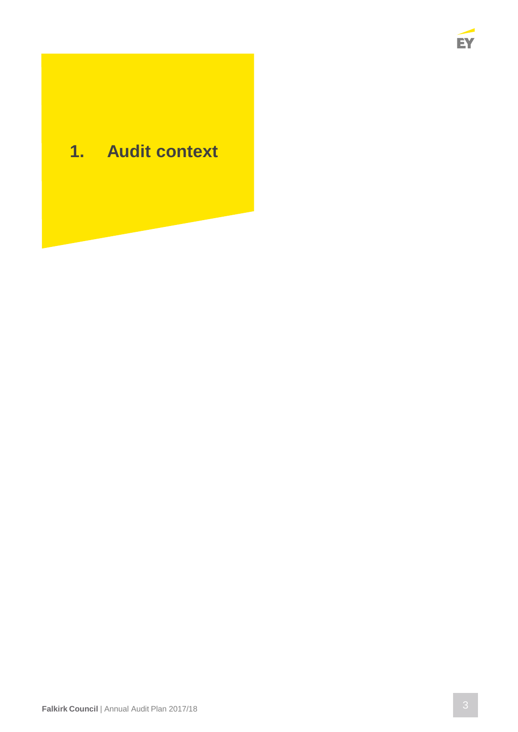# 1. Audit context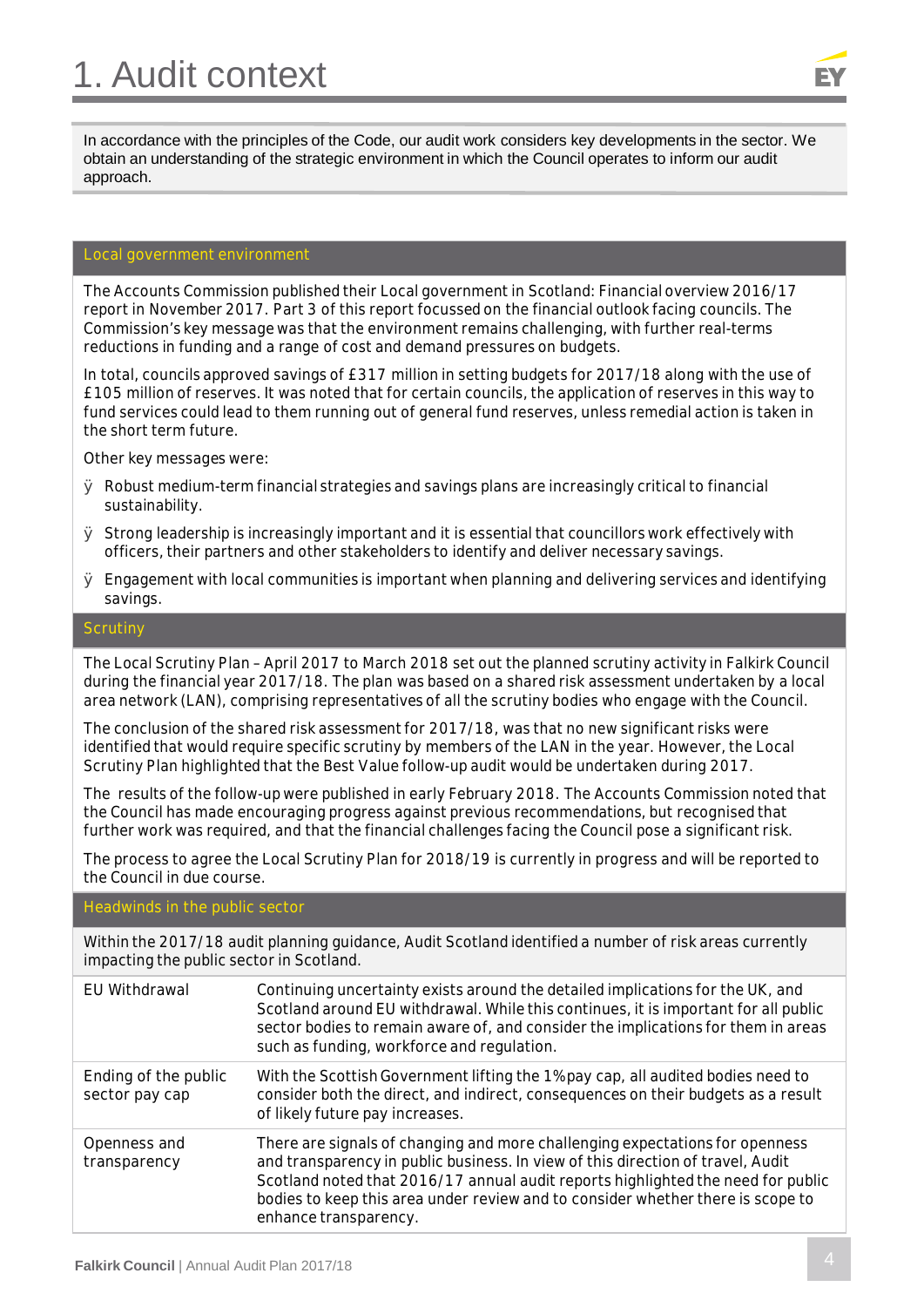# 1. Audit context

In accordance with the principles of the Code, our audit work considers key developments in the sector. We obtain an understanding of the strategic environment in which the Council operates to inform our audit approach.

## Local government environment

The Accounts Commission published their Local government in Scotland: Financial overview 2016/17 report in November 2017. Part 3 of this report focussed on the financial outlook facing councils. The Commission's key message was that the environment remains challenging, with further real-terms reductions in funding and a range of cost and demand pressures on budgets.

In total, councils approved savings of £317 million in setting budgets for 2017/18 along with the use of £105 million of reserves. It was noted that for certain councils, the application of reserves in this way to fund services could lead to them running out of general fund reserves, unless remedial action is taken in the short term future.

Other key messages were:

- Robust medium-term financial strategies and savings plans are increasingly critical to financial sustainability.
- Strong leadership is increasingly important and it is essential that councillors work effectively with officers, their partners and other stakeholders to identify and deliver necessary savings.
- Engagement with local communities is important when planning and delivering services and identifying savings.

## Scrutiny

The Local Scrutiny Plan – April 2017 to March 2018 set out the planned scrutiny activity in Falkirk Council during the financial year 2017/18. The plan was based on a shared risk assessment undertaken by a local area network (LAN), comprising representatives of all the scrutiny bodies who engage with the Council.

The conclusion of the shared risk assessment for 2017/18, was that no new significant risks were identified that would require specific scrutiny by members of the LAN in the year. However, the Local Scrutiny Plan highlighted that the Best Value follow-up audit would be undertaken during 2017.

The results of the follow-up were published in early February 2018. The Accounts Commission noted that the Council has made encouraging progress against previous recommendations, but recognised that further work was required, and that the financial challenges facing the Council pose a significant risk.

The process to agree the Local Scrutiny Plan for 2018/19 is currently in progress and will be reported to the Council in due course.

## Headwinds in the public sector

Within the 2017/18 audit planning guidance, Audit Scotland identified a number of risk areas currently impacting the public sector in Scotland.

| | |
|---|---|
| EU Withdrawal | Continuing uncertainty exists around the detailed implications for the UK, and Scotland around EU withdrawal. While this continues, it is important for all public sector bodies to remain aware of, and consider the implications for them in areas such as funding, workforce and regulation. |
| Ending of the public sector pay cap | With the Scottish Government lifting the 1% pay cap, all audited bodies need to consider both the direct, and indirect, consequences on their budgets as a result of likely future pay increases. |
| Openness and transparency | There are signals of changing and more challenging expectations for openness and transparency in public business. In view of this direction of travel, Audit Scotland noted that 2016/17 annual audit reports highlighted the need for public bodies to keep this area under review and to consider whether there is scope to enhance transparency. |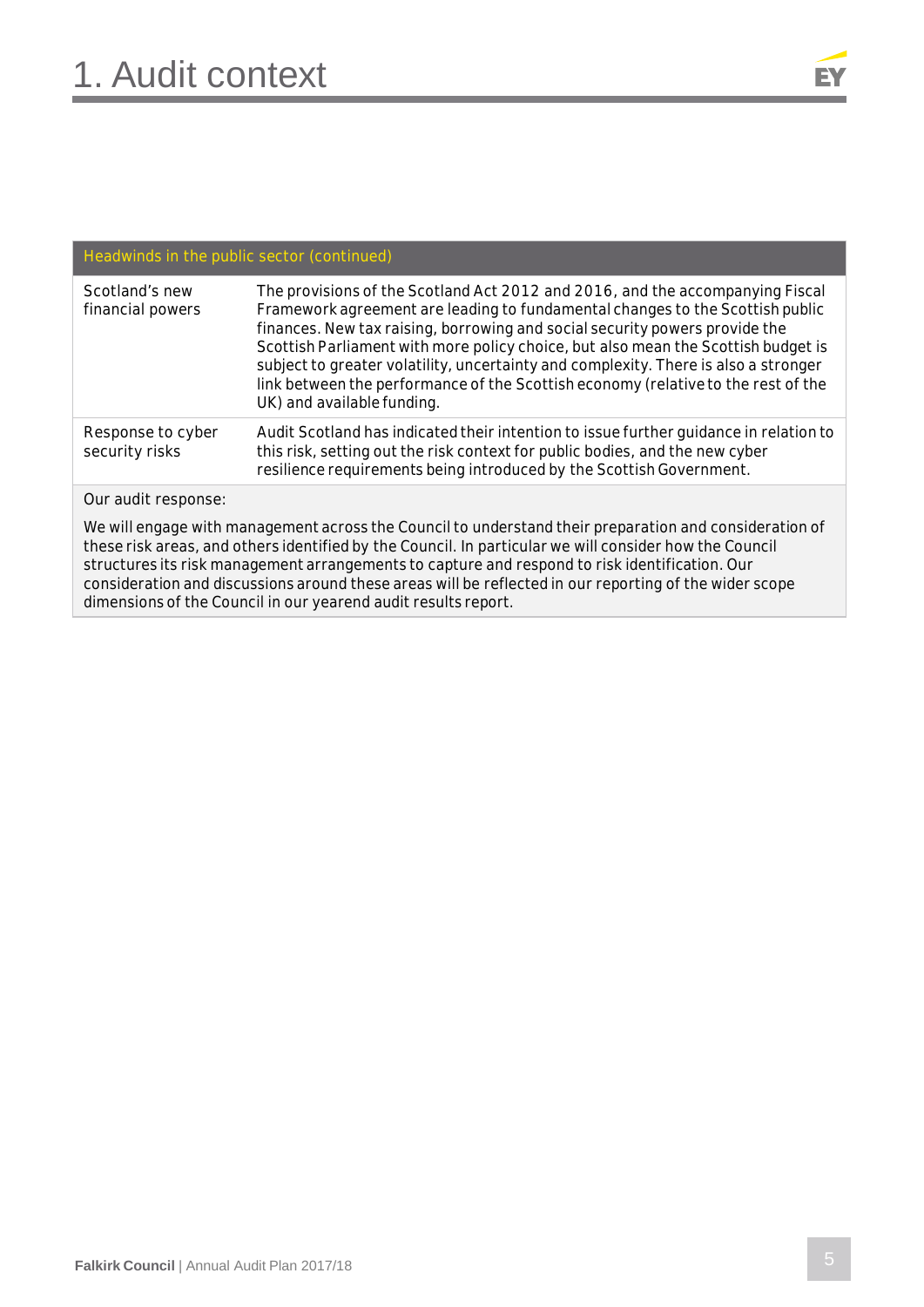# 1. Audit context

| Headwinds in the public sector (continued) | |
|---|---|
| Scotland's new financial powers | The provisions of the Scotland Act 2012 and 2016, and the accompanying Fiscal Framework agreement are leading to fundamental changes to the Scottish public finances. New tax raising, borrowing and social security powers provide the Scottish Parliament with more policy choice, but also mean the Scottish budget is subject to greater volatility, uncertainty and complexity. There is also a stronger link between the performance of the Scottish economy (relative to the rest of the UK) and available funding. |
| Response to cyber security risks | Audit Scotland has indicated their intention to issue further guidance in relation to this risk, setting out the risk context for public bodies, and the new cyber resilience requirements being introduced by the Scottish Government. |

Our audit response:

We will engage with management across the Council to understand their preparation and consideration of these risk areas, and others identified by the Council. In particular we will consider how the Council structures its risk management arrangements to capture and respond to risk identification. Our consideration and discussions around these areas will be reflected in our reporting of the wider scope dimensions of the Council in our yearend audit results report.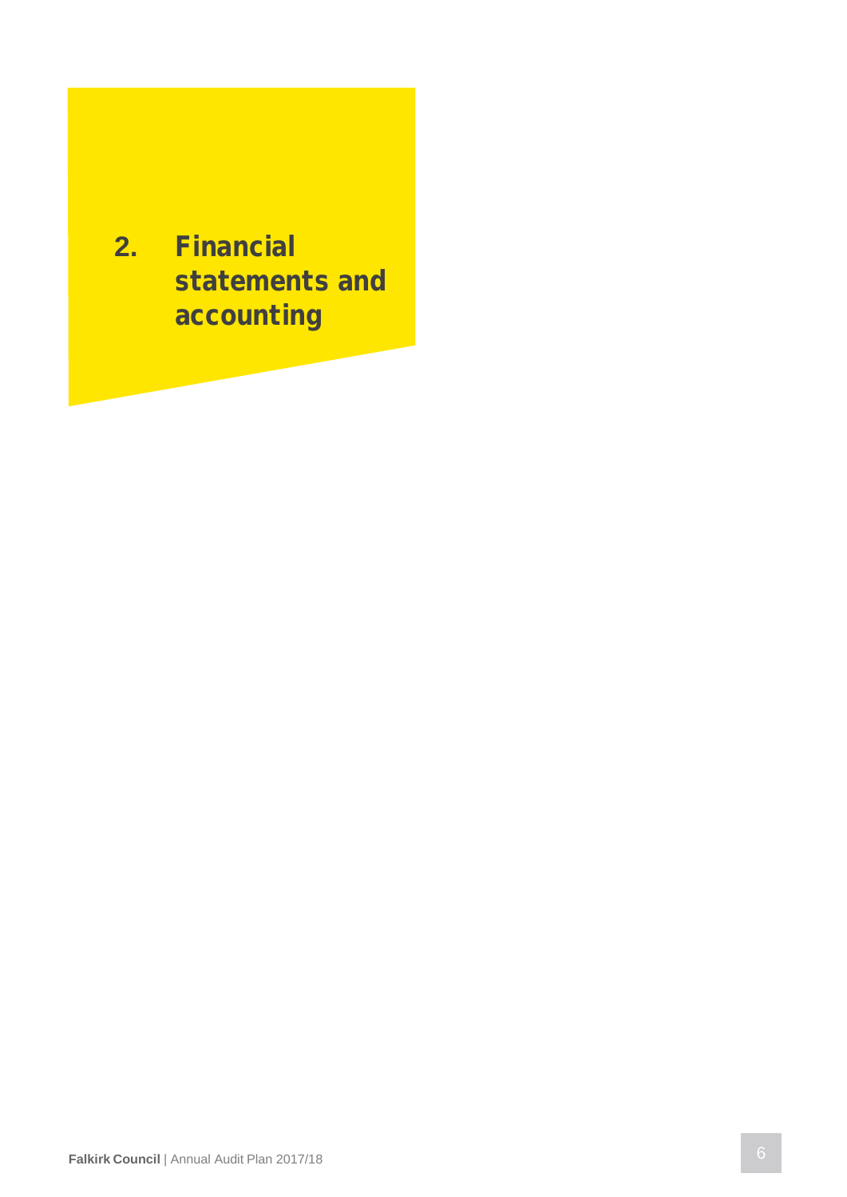# 2. Financial statements and accounting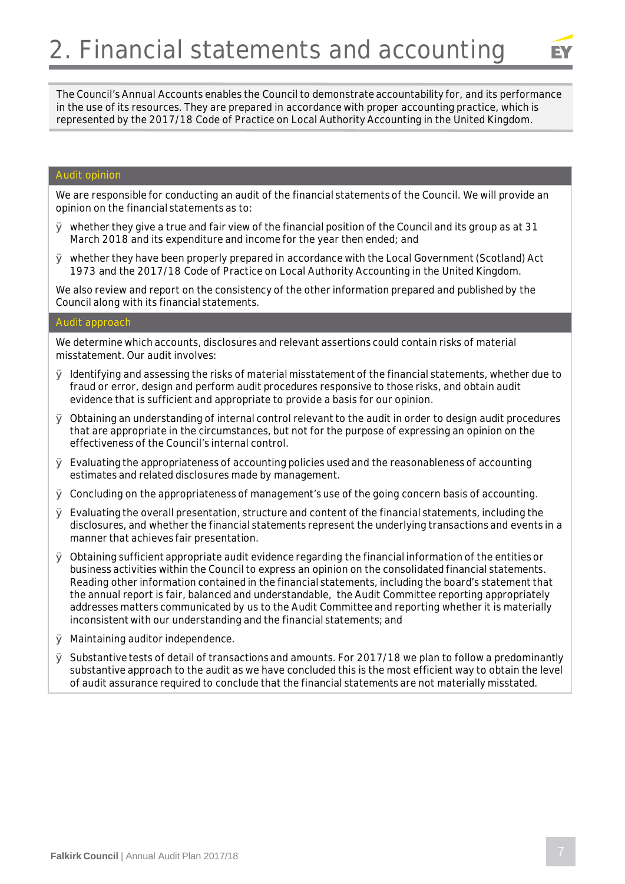# 2. Financial statements and accounting

The Council's Annual Accounts enables the Council to demonstrate accountability for, and its performance in the use of its resources. They are prepared in accordance with proper accounting practice, which is represented by the 2017/18 Code of Practice on Local Authority Accounting in the United Kingdom.

## Audit opinion

We are responsible for conducting an audit of the financial statements of the Council. We will provide an opinion on the financial statements as to:

- whether they give a true and fair view of the financial position of the Council and its group as at 31 March 2018 and its expenditure and income for the year then ended; and
- whether they have been properly prepared in accordance with the Local Government (Scotland) Act 1973 and the 2017/18 Code of Practice on Local Authority Accounting in the United Kingdom.

We also review and report on the consistency of the other information prepared and published by the Council along with its financial statements.

## Audit approach

We determine which accounts, disclosures and relevant assertions could contain risks of material misstatement. Our audit involves:

- Identifying and assessing the risks of material misstatement of the financial statements, whether due to fraud or error, design and perform audit procedures responsive to those risks, and obtain audit evidence that is sufficient and appropriate to provide a basis for our opinion.
- Obtaining an understanding of internal control relevant to the audit in order to design audit procedures that are appropriate in the circumstances, but not for the purpose of expressing an opinion on the effectiveness of the Council's internal control.
- Evaluating the appropriateness of accounting policies used and the reasonableness of accounting estimates and related disclosures made by management.
- Concluding on the appropriateness of management's use of the going concern basis of accounting.
- Evaluating the overall presentation, structure and content of the financial statements, including the disclosures, and whether the financial statements represent the underlying transactions and events in a manner that achieves fair presentation.
- Obtaining sufficient appropriate audit evidence regarding the financial information of the entities or business activities within the Council to express an opinion on the consolidated financial statements. Reading other information contained in the financial statements, including the board's statement that the annual report is fair, balanced and understandable, the Audit Committee reporting appropriately addresses matters communicated by us to the Audit Committee and reporting whether it is materially inconsistent with our understanding and the financial statements; and
- Maintaining auditor independence.
- Substantive tests of detail of transactions and amounts. For 2017/18 we plan to follow a predominantly substantive approach to the audit as we have concluded this is the most efficient way to obtain the level of audit assurance required to conclude that the financial statements are not materially misstated.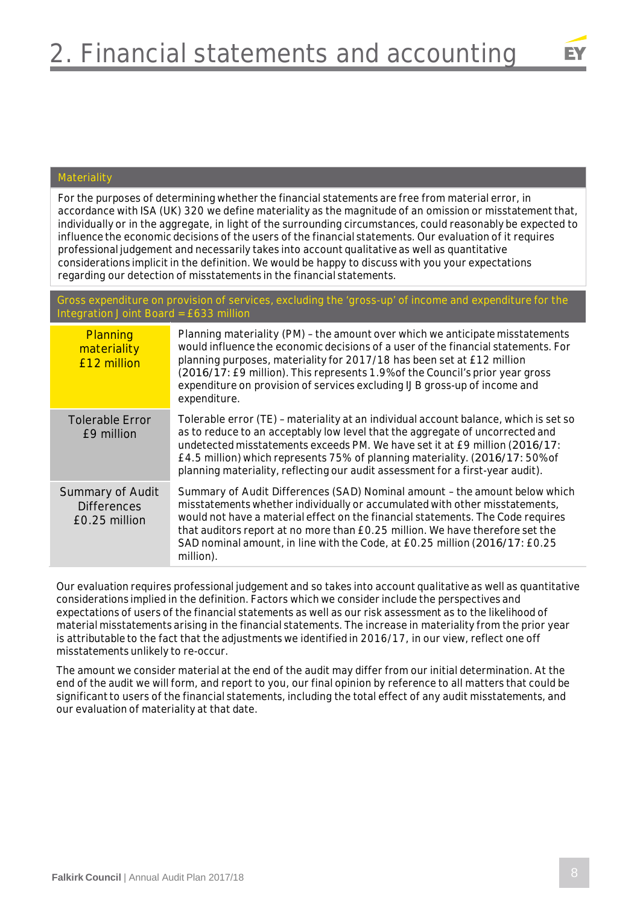# 2. Financial statements and accounting

### Materiality

For the purposes of determining whether the financial statements are free from material error, in accordance with ISA (UK) 320 we define materiality as the magnitude of an omission or misstatement that, individually or in the aggregate, in light of the surrounding circumstances, could reasonably be expected to influence the economic decisions of the users of the financial statements. Our evaluation of it requires professional judgement and necessarily takes into account qualitative as well as quantitative considerations implicit in the definition. We would be happy to discuss with you your expectations regarding our detection of misstatements in the financial statements.

| Gross expenditure on provision of services, excluding the 'gross-up' of income and expenditure for the Integration Joint Board = £633 million | |
|---|---|
| Planning materiality £12 million | Planning materiality (PM) – the amount over which we anticipate misstatements would influence the economic decisions of a user of the financial statements. For planning purposes, materiality for 2017/18 has been set at £12 million (2016/17: £9 million). This represents 1.9% of the Council's prior year gross expenditure on provision of services excluding IJB gross-up of income and expenditure. |
| Tolerable Error £9 million | Tolerable error (TE) – materiality at an individual account balance, which is set so as to reduce to an acceptably low level that the aggregate of uncorrected and undetected misstatements exceeds PM. We have set it at £9 million (2016/17: £4.5 million) which represents 75% of planning materiality. (2016/17: 50% of planning materiality, reflecting our audit assessment for a first-year audit). |
| Summary of Audit Differences £0.25 million | Summary of Audit Differences (SAD) Nominal amount – the amount below which misstatements whether individually or accumulated with other misstatements, would not have a material effect on the financial statements. The Code requires that auditors report at no more than £0.25 million. We have therefore set the SAD nominal amount, in line with the Code, at £0.25 million (2016/17: £0.25 million). |

Our evaluation requires professional judgement and so takes into account qualitative as well as quantitative considerations implied in the definition. Factors which we consider include the perspectives and expectations of users of the financial statements as well as our risk assessment as to the likelihood of material misstatements arising in the financial statements. The increase in materiality from the prior year is attributable to the fact that the adjustments we identified in 2016/17, in our view, reflect one off misstatements unlikely to re-occur.

The amount we consider material at the end of the audit may differ from our initial determination. At the end of the audit we will form, and report to you, our final opinion by reference to all matters that could be significant to users of the financial statements, including the total effect of any audit misstatements, and our evaluation of materiality at that date.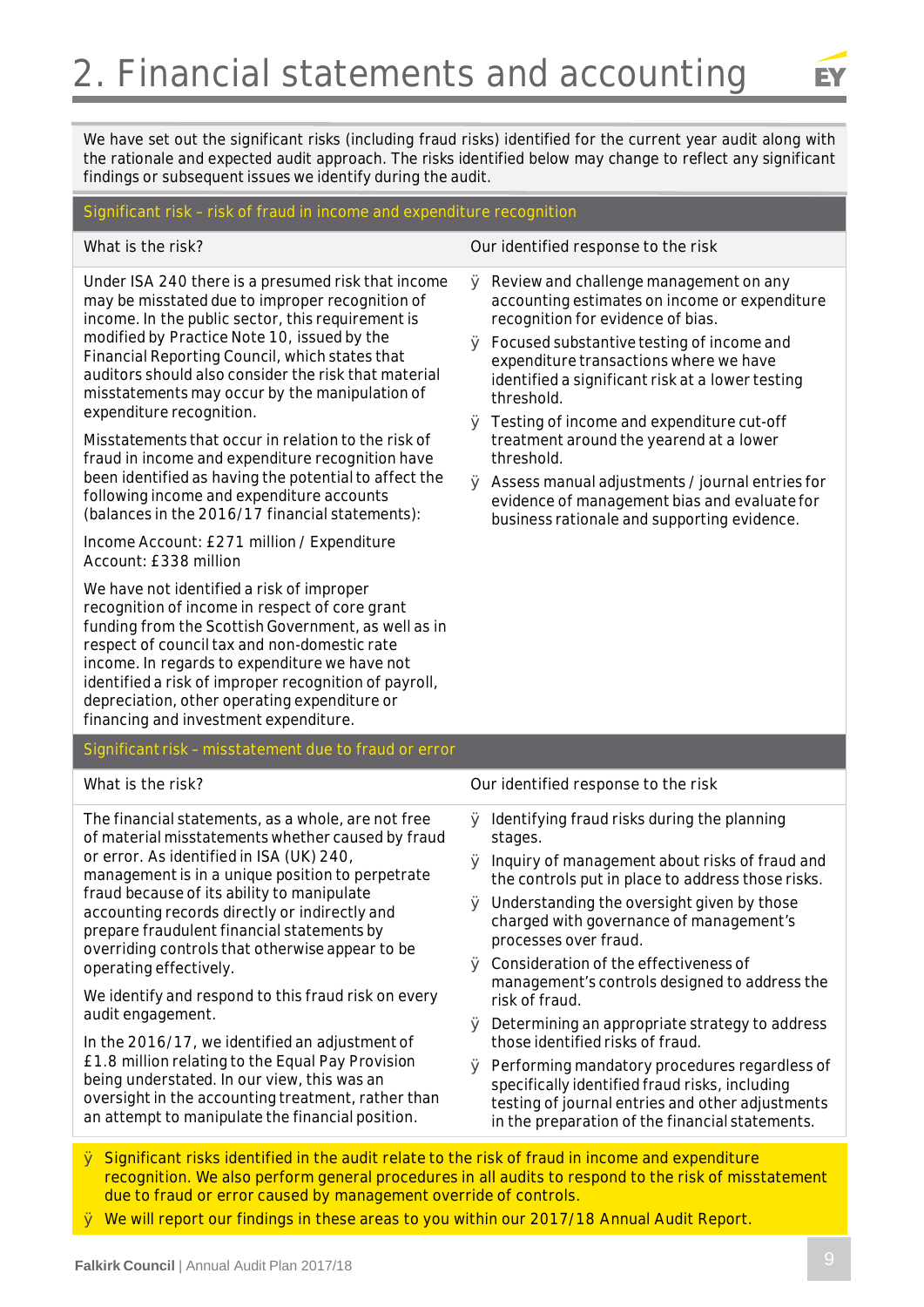# 2. Financial statements and accounting

We have set out the significant risks (including fraud risks) identified for the current year audit along with the rationale and expected audit approach. The risks identified below may change to reflect any significant findings or subsequent issues we identify during the audit.

## Significant risk – risk of fraud in income and expenditure recognition

| What is the risk? | Our identified response to the risk |
| --- | --- |
| Under ISA 240 there is a presumed risk that income may be misstated due to improper recognition of income. In the public sector, this requirement is modified by Practice Note 10, issued by the Financial Reporting Council, which states that auditors should also consider the risk that material misstatements may occur by the manipulation of expenditure recognition.<br><br>Misstatements that occur in relation to the risk of fraud in income and expenditure recognition have been identified as having the potential to affect the following income and expenditure accounts (balances in the 2016/17 financial statements):<br><br>Income Account: £271 million / Expenditure Account: £338 million<br><br>We have not identified a risk of improper recognition of income in respect of core grant funding from the Scottish Government, as well as in respect of council tax and non-domestic rate income. In regards to expenditure we have not identified a risk of improper recognition of payroll, depreciation, other operating expenditure or financing and investment expenditure. | - Review and challenge management on any accounting estimates on income or expenditure recognition for evidence of bias.<br>- Focused substantive testing of income and expenditure transactions where we have identified a significant risk at a lower testing threshold.<br>- Testing of income and expenditure cut-off treatment around the yearend at a lower threshold.<br>- Assess manual adjustments / journal entries for evidence of management bias and evaluate for business rationale and supporting evidence. |

## Significant risk – misstatement due to fraud or error

| What is the risk? | Our identified response to the risk |
| --- | --- |
| The financial statements, as a whole, are not free of material misstatements whether caused by fraud or error. As identified in ISA (UK) 240, management is in a unique position to perpetrate fraud because of its ability to manipulate accounting records directly or indirectly and prepare fraudulent financial statements by overriding controls that otherwise appear to be operating effectively.<br><br>We identify and respond to this fraud risk on every audit engagement.<br><br>In the 2016/17, we identified an adjustment of £1.8 million relating to the Equal Pay Provision being understated. In our view, this was an oversight in the accounting treatment, rather than an attempt to manipulate the financial position. | - Identifying fraud risks during the planning stages.<br>- Inquiry of management about risks of fraud and the controls put in place to address those risks.<br>- Understanding the oversight given by those charged with governance of management's processes over fraud.<br>- Consideration of the effectiveness of management's controls designed to address the risk of fraud.<br>- Determining an appropriate strategy to address those identified risks of fraud.<br>- Performing mandatory procedures regardless of specifically identified fraud risks, including testing of journal entries and other adjustments in the preparation of the financial statements. |

- Significant risks identified in the audit relate to the risk of fraud in income and expenditure recognition. We also perform general procedures in all audits to respond to the risk of misstatement due to fraud or error caused by management override of controls.
- We will report our findings in these areas to you within our 2017/18 Annual Audit Report.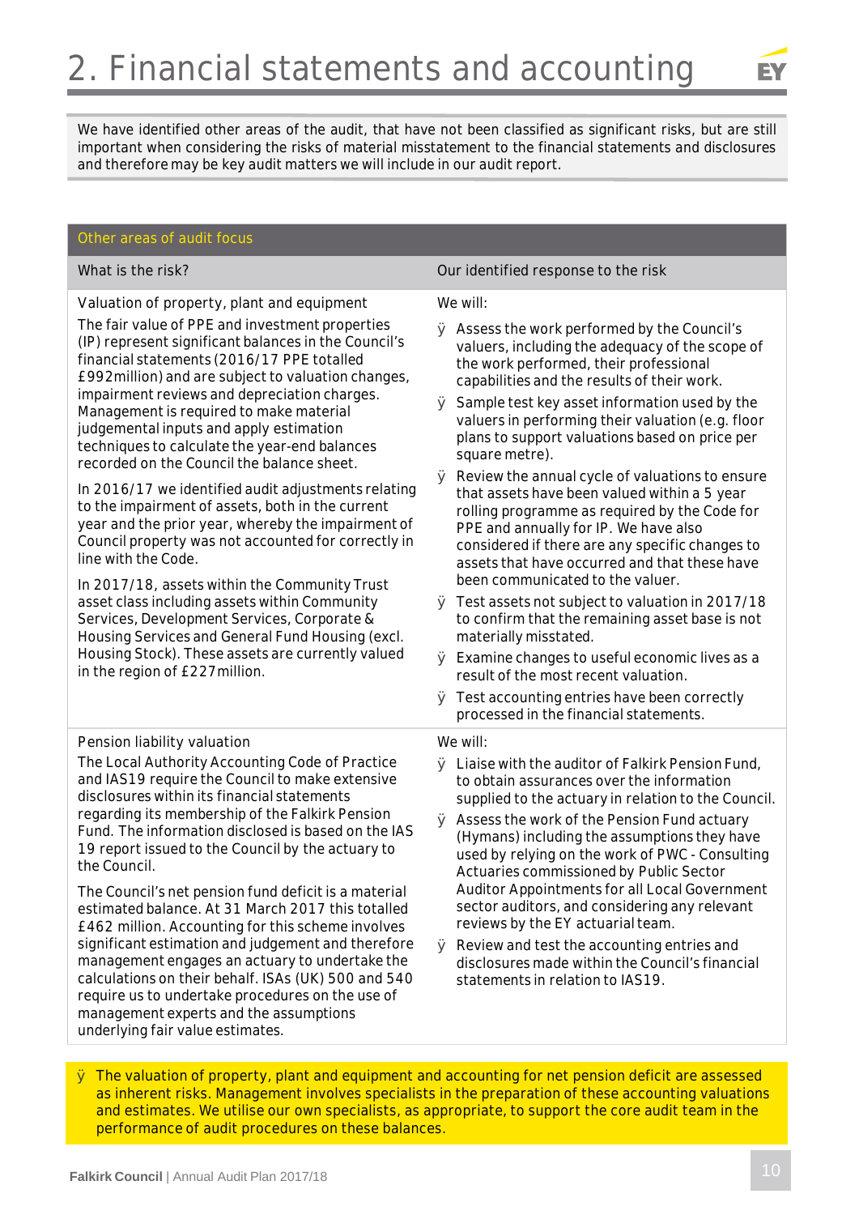# 2. Financial statements and accounting

We have identified other areas of the audit, that have not been classified as significant risks, but are still important when considering the risks of material misstatement to the financial statements and disclosures and therefore may be key audit matters we will include in our audit report.

| Other areas of audit focus | |
|---|---|
| **What is the risk?** | **Our identified response to the risk** |
| **Valuation of property, plant and equipment**<br><br>The fair value of PPE and investment properties (IP) represent significant balances in the Council's financial statements (2016/17 PPE totalled £992million) and are subject to valuation changes, impairment reviews and depreciation charges. Management is required to make material judgemental inputs and apply estimation techniques to calculate the year-end balances recorded on the Council the balance sheet.<br><br>In 2016/17 we identified audit adjustments relating to the impairment of assets, both in the current year and the prior year, whereby the impairment of Council property was not accounted for correctly in line with the Code.<br><br>In 2017/18, assets within the Community Trust asset class including assets within Community Services, Development Services, Corporate & Housing Services and General Fund Housing (excl. Housing Stock). These assets are currently valued in the region of £227million. | We will:<br><br>- Assess the work performed by the Council's valuers, including the adequacy of the scope of the work performed, their professional capabilities and the results of their work.<br>- Sample test key asset information used by the valuers in performing their valuation (e.g. floor plans to support valuations based on price per square metre).<br>- Review the annual cycle of valuations to ensure that assets have been valued within a 5 year rolling programme as required by the Code for PPE and annually for IP. We have also considered if there are any specific changes to assets that have occurred and that these have been communicated to the valuer.<br>- Test assets not subject to valuation in 2017/18 to confirm that the remaining asset base is not materially misstated.<br>- Examine changes to useful economic lives as a result of the most recent valuation.<br>- Test accounting entries have been correctly processed in the financial statements. |
| **Pension liability valuation**<br><br>The Local Authority Accounting Code of Practice and IAS19 require the Council to make extensive disclosures within its financial statements regarding its membership of the Falkirk Pension Fund. The information disclosed is based on the IAS 19 report issued to the Council by the actuary to the Council.<br><br>The Council's net pension fund deficit is a material estimated balance. At 31 March 2017 this totalled £462 million. Accounting for this scheme involves significant estimation and judgement and therefore management engages an actuary to undertake the calculations on their behalf. ISAs (UK) 500 and 540 require us to undertake procedures on the use of management experts and the assumptions underlying fair value estimates. | We will:<br><br>- Liaise with the auditor of Falkirk Pension Fund, to obtain assurances over the information supplied to the actuary in relation to the Council.<br>- Assess the work of the Pension Fund actuary (Hymans) including the assumptions they have used by relying on the work of PWC - Consulting Actuaries commissioned by Public Sector Auditor Appointments for all Local Government sector auditors, and considering any relevant reviews by the EY actuarial team.<br>- Review and test the accounting entries and disclosures made within the Council's financial statements in relation to IAS19. |

- The valuation of property, plant and equipment and accounting for net pension deficit are assessed as inherent risks. Management involves specialists in the preparation of these accounting valuations and estimates. We utilise our own specialists, as appropriate, to support the core audit team in the performance of audit procedures on these balances.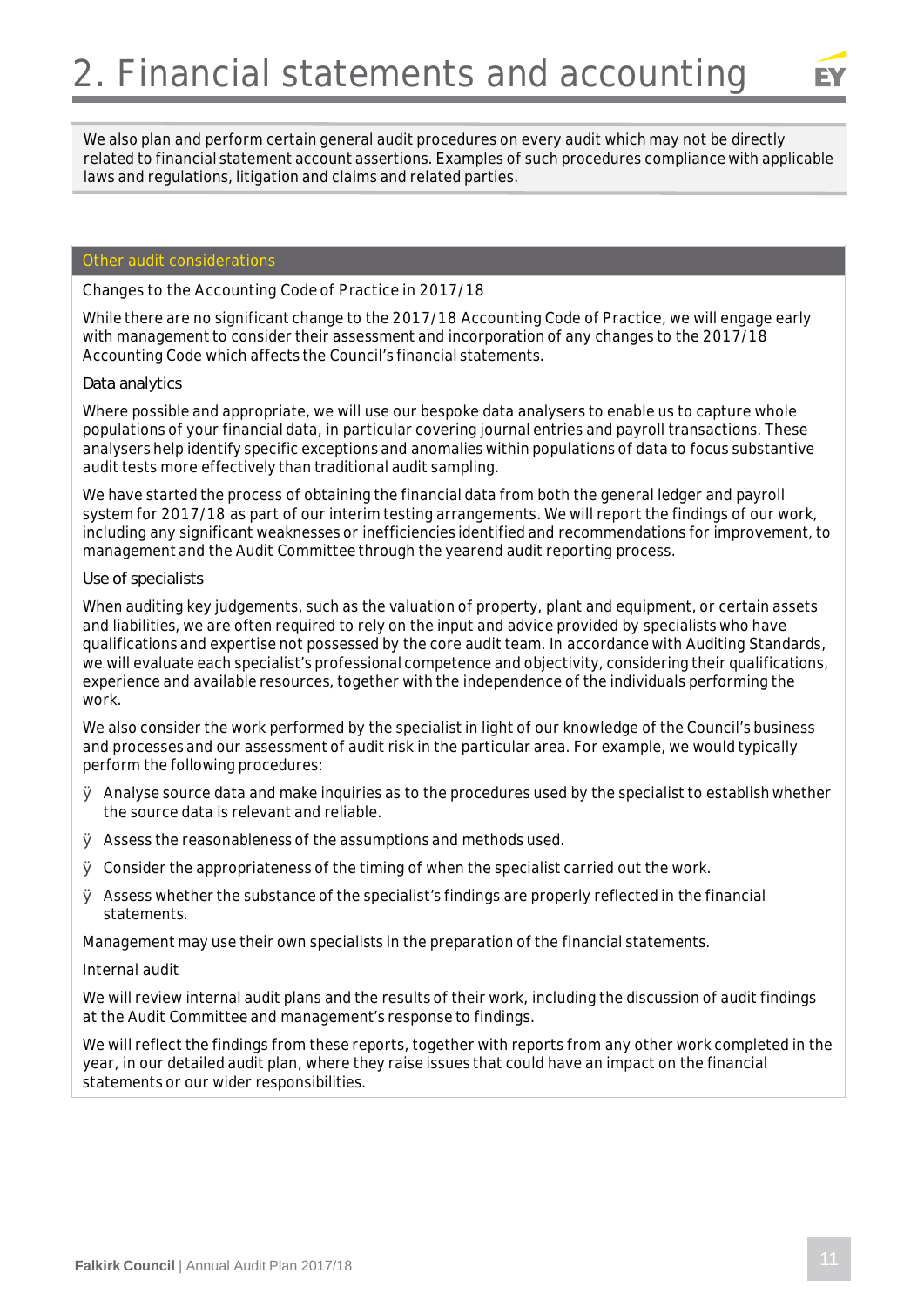# 2. Financial statements and accounting

We also plan and perform certain general audit procedures on every audit which may not be directly related to financial statement account assertions. Examples of such procedures compliance with applicable laws and regulations, litigation and claims and related parties.

## Other audit considerations

Changes to the Accounting Code of Practice in 2017/18

While there are no significant change to the 2017/18 Accounting Code of Practice, we will engage early with management to consider their assessment and incorporation of any changes to the 2017/18 Accounting Code which affects the Council's financial statements.

Data analytics

Where possible and appropriate, we will use our bespoke data analysers to enable us to capture whole populations of your financial data, in particular covering journal entries and payroll transactions. These analysers help identify specific exceptions and anomalies within populations of data to focus substantive audit tests more effectively than traditional audit sampling.

We have started the process of obtaining the financial data from both the general ledger and payroll system for 2017/18 as part of our interim testing arrangements. We will report the findings of our work, including any significant weaknesses or inefficiencies identified and recommendations for improvement, to management and the Audit Committee through the yearend audit reporting process.

Use of specialists

When auditing key judgements, such as the valuation of property, plant and equipment, or certain assets and liabilities, we are often required to rely on the input and advice provided by specialists who have qualifications and expertise not possessed by the core audit team. In accordance with Auditing Standards, we will evaluate each specialist's professional competence and objectivity, considering their qualifications, experience and available resources, together with the independence of the individuals performing the work.

We also consider the work performed by the specialist in light of our knowledge of the Council's business and processes and our assessment of audit risk in the particular area. For example, we would typically perform the following procedures:

- Analyse source data and make inquiries as to the procedures used by the specialist to establish whether the source data is relevant and reliable.
- Assess the reasonableness of the assumptions and methods used.
- Consider the appropriateness of the timing of when the specialist carried out the work.
- Assess whether the substance of the specialist's findings are properly reflected in the financial statements.

Management may use their own specialists in the preparation of the financial statements.

Internal audit

We will review internal audit plans and the results of their work, including the discussion of audit findings at the Audit Committee and management's response to findings.

We will reflect the findings from these reports, together with reports from any other work completed in the year, in our detailed audit plan, where they raise issues that could have an impact on the financial statements or our wider responsibilities.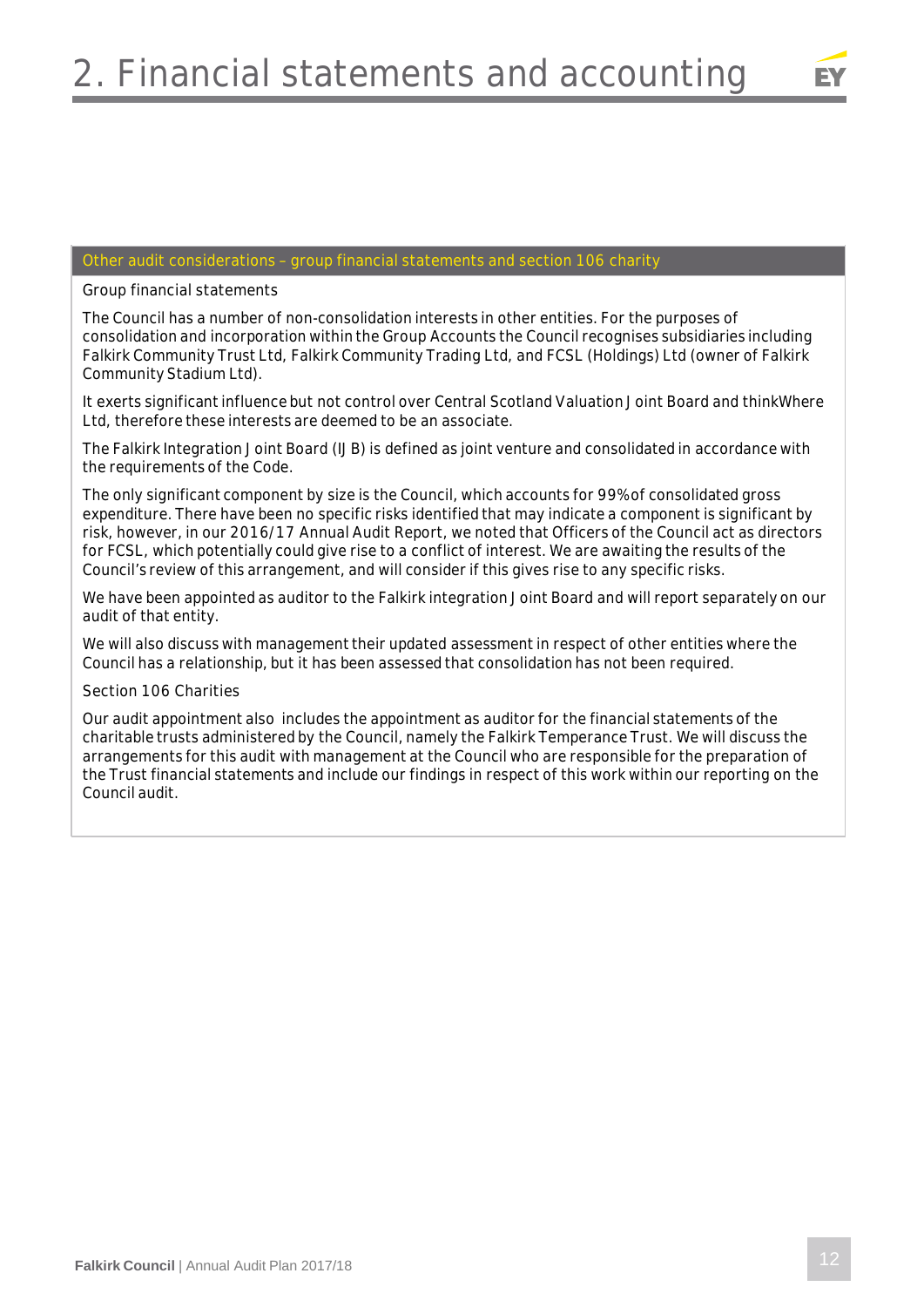# 2. Financial statements and accounting

### Other audit considerations – group financial statements and section 106 charity

Group financial statements

The Council has a number of non-consolidation interests in other entities. For the purposes of consolidation and incorporation within the Group Accounts the Council recognises subsidiaries including Falkirk Community Trust Ltd, Falkirk Community Trading Ltd, and FCSL (Holdings) Ltd (owner of Falkirk Community Stadium Ltd).

It exerts significant influence but not control over Central Scotland Valuation Joint Board and thinkWhere Ltd, therefore these interests are deemed to be an associate.

The Falkirk Integration Joint Board (IJB) is defined as joint venture and consolidated in accordance with the requirements of the Code.

The only significant component by size is the Council, which accounts for 99% of consolidated gross expenditure. There have been no specific risks identified that may indicate a component is significant by risk, however, in our 2016/17 Annual Audit Report, we noted that Officers of the Council act as directors for FCSL, which potentially could give rise to a conflict of interest. We are awaiting the results of the Council's review of this arrangement, and will consider if this gives rise to any specific risks.

We have been appointed as auditor to the Falkirk integration Joint Board and will report separately on our audit of that entity.

We will also discuss with management their updated assessment in respect of other entities where the Council has a relationship, but it has been assessed that consolidation has not been required.

Section 106 Charities

Our audit appointment also includes the appointment as auditor for the financial statements of the charitable trusts administered by the Council, namely the Falkirk Temperance Trust. We will discuss the arrangements for this audit with management at the Council who are responsible for the preparation of the Trust financial statements and include our findings in respect of this work within our reporting on the Council audit.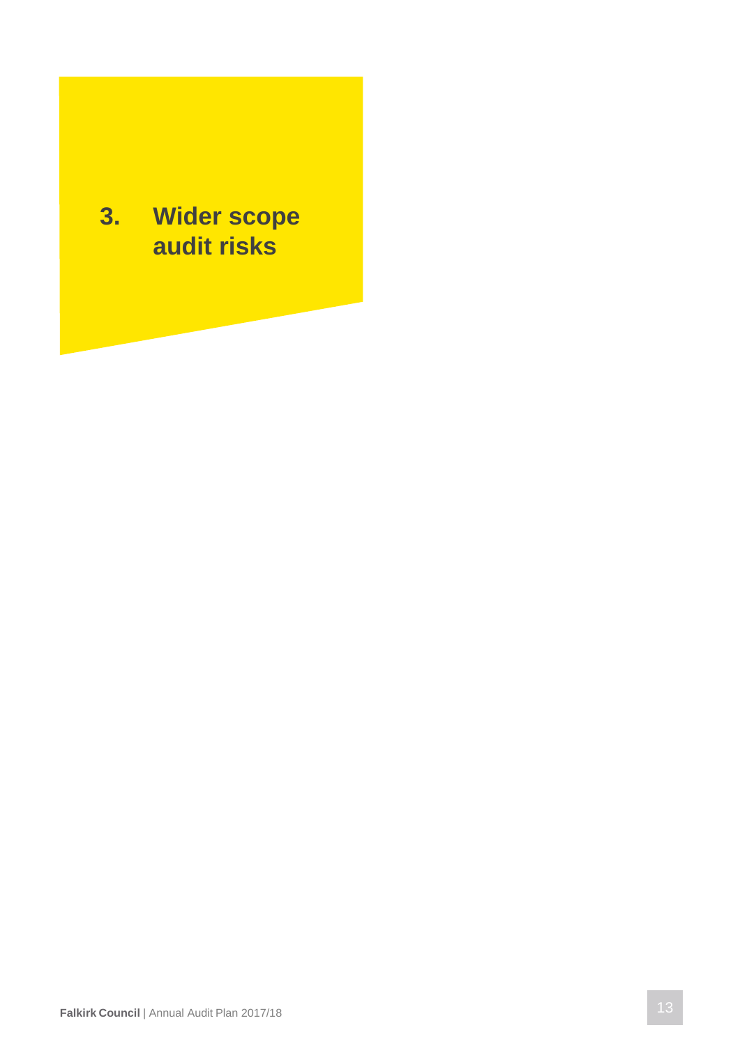# 3. Wider scope audit risks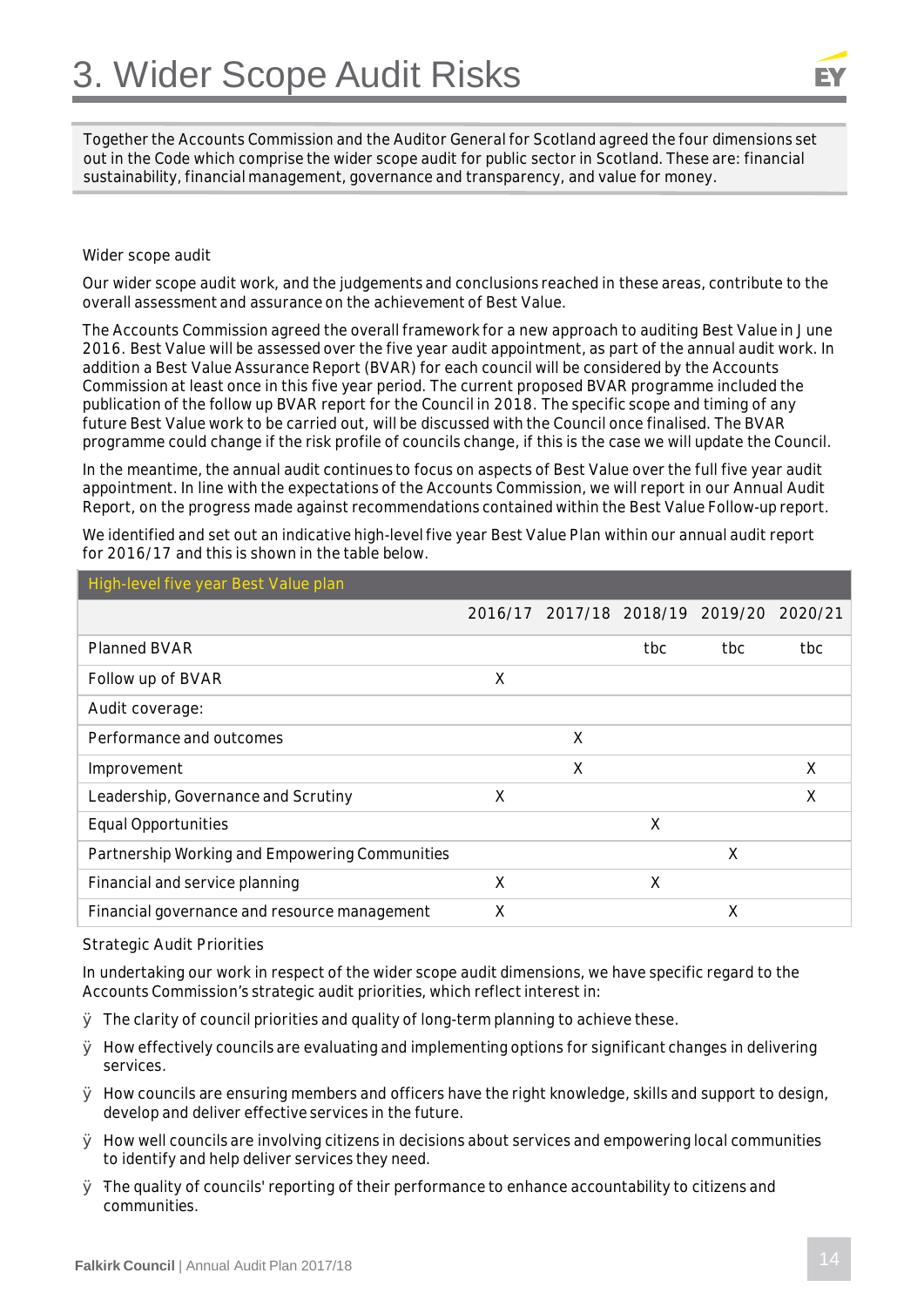# 3. Wider Scope Audit Risks

Together the Accounts Commission and the Auditor General for Scotland agreed the four dimensions set out in the Code which comprise the wider scope audit for public sector in Scotland. These are: financial sustainability, financial management, governance and transparency, and value for money.

Wider scope audit

Our wider scope audit work, and the judgements and conclusions reached in these areas, contribute to the overall assessment and assurance on the achievement of Best Value.

The Accounts Commission agreed the overall framework for a new approach to auditing Best Value in June 2016. Best Value will be assessed over the five year audit appointment, as part of the annual audit work. In addition a Best Value Assurance Report (BVAR) for each council will be considered by the Accounts Commission at least once in this five year period. The current proposed BVAR programme included the publication of the follow up BVAR report for the Council in 2018. The specific scope and timing of any future Best Value work to be carried out, will be discussed with the Council once finalised. The BVAR programme could change if the risk profile of councils change, if this is the case we will update the Council.

In the meantime, the annual audit continues to focus on aspects of Best Value over the full five year audit appointment. In line with the expectations of the Accounts Commission, we will report in our Annual Audit Report, on the progress made against recommendations contained within the Best Value Follow-up report.

We identified and set out an indicative high-level five year Best Value Plan within our annual audit report for 2016/17 and this is shown in the table below.

| High-level five year Best Value plan | 2016/17 | 2017/18 | 2018/19 | 2019/20 | 2020/21 |
|---|---|---|---|---|---|
| Planned BVAR | | | tbc | tbc | tbc |
| Follow up of BVAR | X | | | | |
| Audit coverage: | | | | | |
| Performance and outcomes | | X | | | |
| Improvement | | X | | | X |
| Leadership, Governance and Scrutiny | X | | | | X |
| Equal Opportunities | | | X | | |
| Partnership Working and Empowering Communities | | | | X | |
| Financial and service planning | X | | X | | |
| Financial governance and resource management | X | | | X | |

Strategic Audit Priorities

In undertaking our work in respect of the wider scope audit dimensions, we have specific regard to the Accounts Commission's strategic audit priorities, which reflect interest in:

- The clarity of council priorities and quality of long-term planning to achieve these.
- How effectively councils are evaluating and implementing options for significant changes in delivering services.
- How councils are ensuring members and officers have the right knowledge, skills and support to design, develop and deliver effective services in the future.
- How well councils are involving citizens in decisions about services and empowering local communities to identify and help deliver services they need.
- The quality of councils' reporting of their performance to enhance accountability to citizens and communities.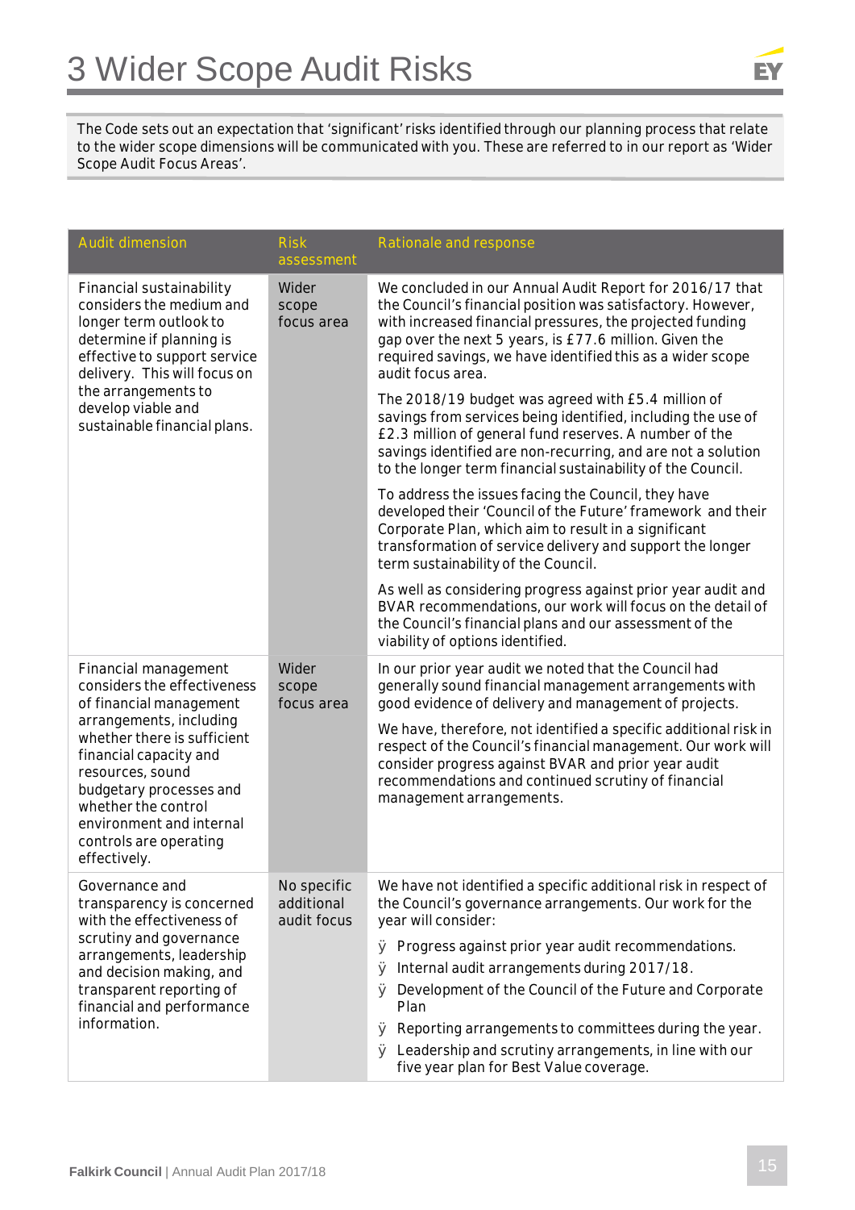# 3 Wider Scope Audit Risks

The Code sets out an expectation that 'significant' risks identified through our planning process that relate to the wider scope dimensions will be communicated with you. These are referred to in our report as 'Wider Scope Audit Focus Areas'.

| Audit dimension | Risk assessment | Rationale and response |
|---|---|---|
| Financial sustainability considers the medium and longer term outlook to determine if planning is effective to support service delivery. This will focus on the arrangements to develop viable and sustainable financial plans. | Wider scope focus area | We concluded in our Annual Audit Report for 2016/17 that the Council's financial position was satisfactory. However, with increased financial pressures, the projected funding gap over the next 5 years, is £77.6 million. Given the required savings, we have identified this as a wider scope audit focus area.<br><br>The 2018/19 budget was agreed with £5.4 million of savings from services being identified, including the use of £2.3 million of general fund reserves. A number of the savings identified are non-recurring, and are not a solution to the longer term financial sustainability of the Council.<br><br>To address the issues facing the Council, they have developed their 'Council of the Future' framework and their Corporate Plan, which aim to result in a significant transformation of service delivery and support the longer term sustainability of the Council.<br><br>As well as considering progress against prior year audit and BVAR recommendations, our work will focus on the detail of the Council's financial plans and our assessment of the viability of options identified. |
| Financial management considers the effectiveness of financial management arrangements, including whether there is sufficient financial capacity and resources, sound budgetary processes and whether the control environment and internal controls are operating effectively. | Wider scope focus area | In our prior year audit we noted that the Council had generally sound financial management arrangements with good evidence of delivery and management of projects.<br><br>We have, therefore, not identified a specific additional risk in respect of the Council's financial management. Our work will consider progress against BVAR and prior year audit recommendations and continued scrutiny of financial management arrangements. |
| Governance and transparency is concerned with the effectiveness of scrutiny and governance arrangements, leadership and decision making, and transparent reporting of financial and performance information. | No specific additional audit focus | We have not identified a specific additional risk in respect of the Council's governance arrangements. Our work for the year will consider:<br>• Progress against prior year audit recommendations.<br>• Internal audit arrangements during 2017/18.<br>• Development of the Council of the Future and Corporate Plan<br>• Reporting arrangements to committees during the year.<br>• Leadership and scrutiny arrangements, in line with our five year plan for Best Value coverage. |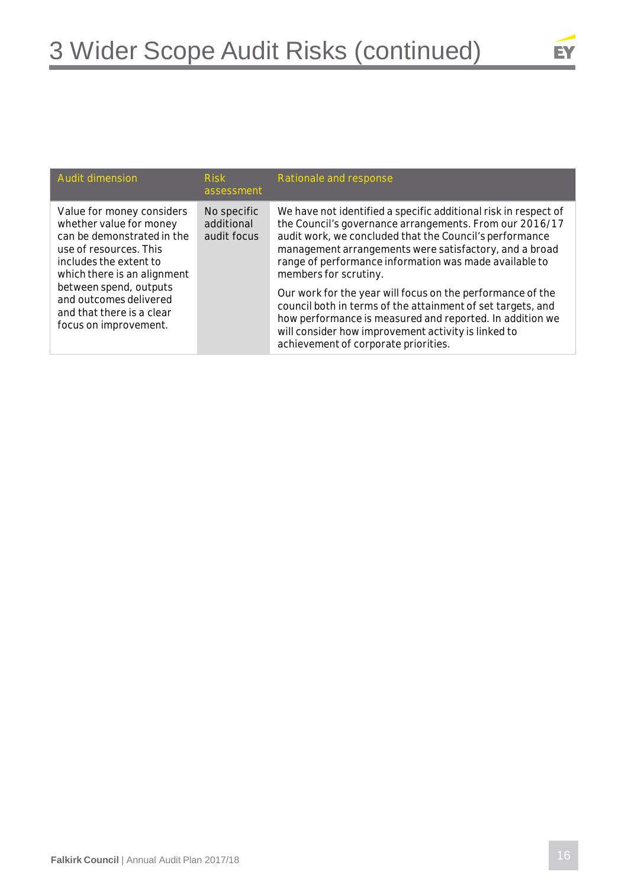# 3 Wider Scope Audit Risks (continued)

| Audit dimension | Risk assessment | Rationale and response |
|---|---|---|
| Value for money considers whether value for money can be demonstrated in the use of resources. This includes the extent to which there is an alignment between spend, outputs and outcomes delivered and that there is a clear focus on improvement. | No specific additional audit focus | We have not identified a specific additional risk in respect of the Council's governance arrangements. From our 2016/17 audit work, we concluded that the Council's performance management arrangements were satisfactory, and a broad range of performance information was made available to members for scrutiny.<br><br>Our work for the year will focus on the performance of the council both in terms of the attainment of set targets, and how performance is measured and reported. In addition we will consider how improvement activity is linked to achievement of corporate priorities. |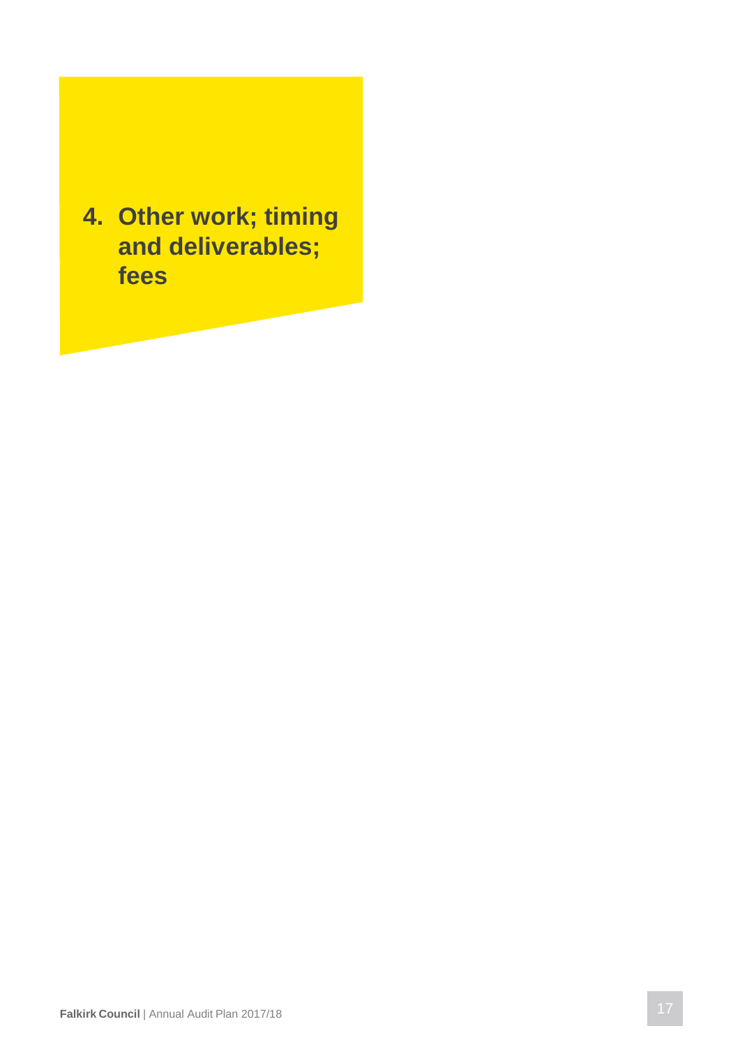# 4. Other work; timing and deliverables; fees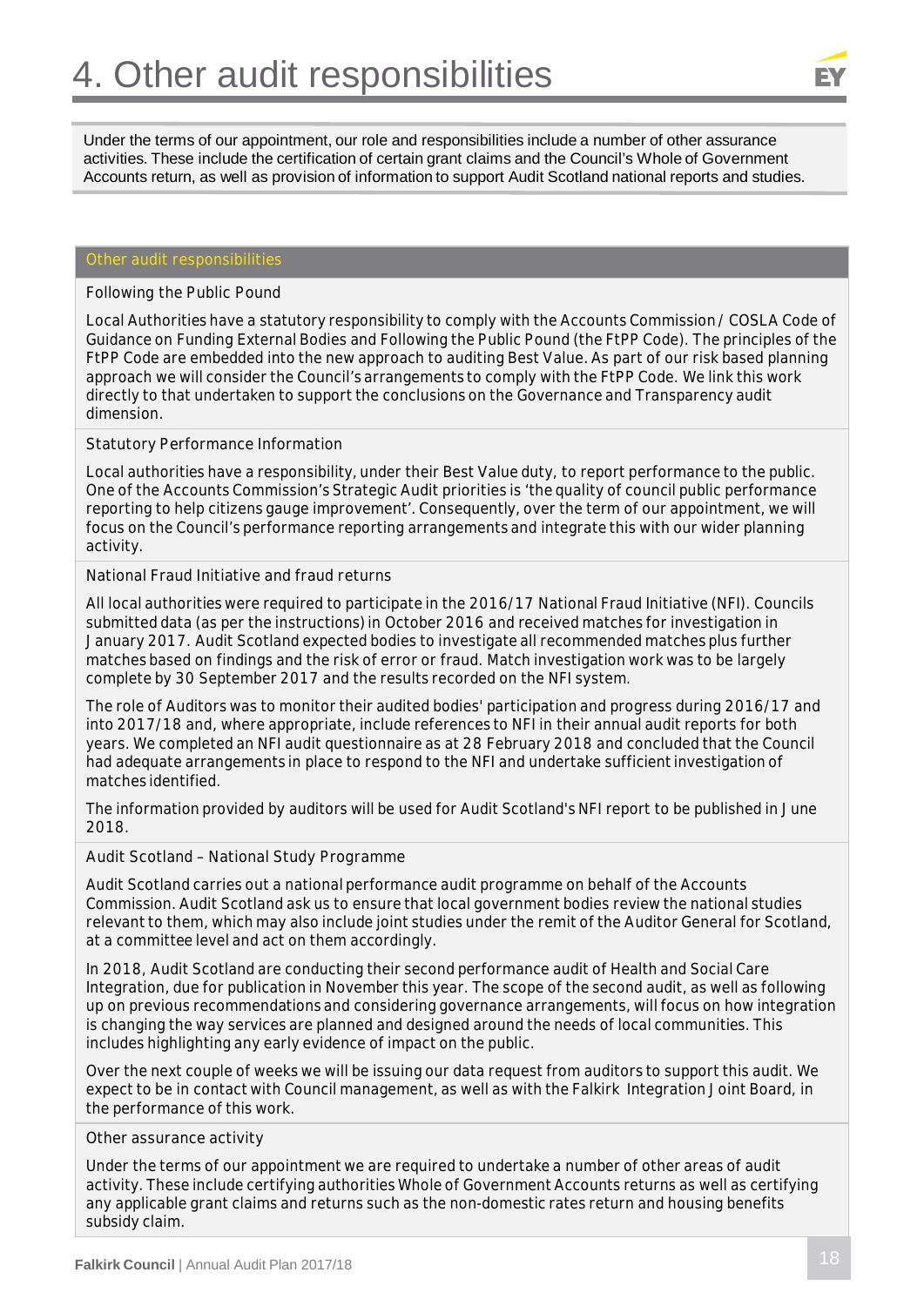# 4. Other audit responsibilities

Under the terms of our appointment, our role and responsibilities include a number of other assurance activities. These include the certification of certain grant claims and the Council's Whole of Government Accounts return, as well as provision of information to support Audit Scotland national reports and studies.

## Other audit responsibilities

### Following the Public Pound

Local Authorities have a statutory responsibility to comply with the Accounts Commission / COSLA Code of Guidance on Funding External Bodies and Following the Public Pound (the FtPP Code). The principles of the FtPP Code are embedded into the new approach to auditing Best Value. As part of our risk based planning approach we will consider the Council's arrangements to comply with the FtPP Code. We link this work directly to that undertaken to support the conclusions on the Governance and Transparency audit dimension.

### Statutory Performance Information

Local authorities have a responsibility, under their Best Value duty, to report performance to the public. One of the Accounts Commission's Strategic Audit priorities is 'the quality of council public performance reporting to help citizens gauge improvement'. Consequently, over the term of our appointment, we will focus on the Council's performance reporting arrangements and integrate this with our wider planning activity.

### National Fraud Initiative and fraud returns

All local authorities were required to participate in the 2016/17 National Fraud Initiative (NFI). Councils submitted data (as per the instructions) in October 2016 and received matches for investigation in January 2017. Audit Scotland expected bodies to investigate all recommended matches plus further matches based on findings and the risk of error or fraud. Match investigation work was to be largely complete by 30 September 2017 and the results recorded on the NFI system.

The role of Auditors was to monitor their audited bodies' participation and progress during 2016/17 and into 2017/18 and, where appropriate, include references to NFI in their annual audit reports for both years. We completed an NFI audit questionnaire as at 28 February 2018 and concluded that the Council had adequate arrangements in place to respond to the NFI and undertake sufficient investigation of matches identified.

The information provided by auditors will be used for Audit Scotland's NFI report to be published in June 2018.

### Audit Scotland – National Study Programme

Audit Scotland carries out a national performance audit programme on behalf of the Accounts Commission. Audit Scotland ask us to ensure that local government bodies review the national studies relevant to them, which may also include joint studies under the remit of the Auditor General for Scotland, at a committee level and act on them accordingly.

In 2018, Audit Scotland are conducting their second performance audit of Health and Social Care Integration, due for publication in November this year. The scope of the second audit, as well as following up on previous recommendations and considering governance arrangements, will focus on how integration is changing the way services are planned and designed around the needs of local communities. This includes highlighting any early evidence of impact on the public.

Over the next couple of weeks we will be issuing our data request from auditors to support this audit. We expect to be in contact with Council management, as well as with the Falkirk Integration Joint Board, in the performance of this work.

### Other assurance activity

Under the terms of our appointment we are required to undertake a number of other areas of audit activity. These include certifying authorities Whole of Government Accounts returns as well as certifying any applicable grant claims and returns such as the non-domestic rates return and housing benefits subsidy claim.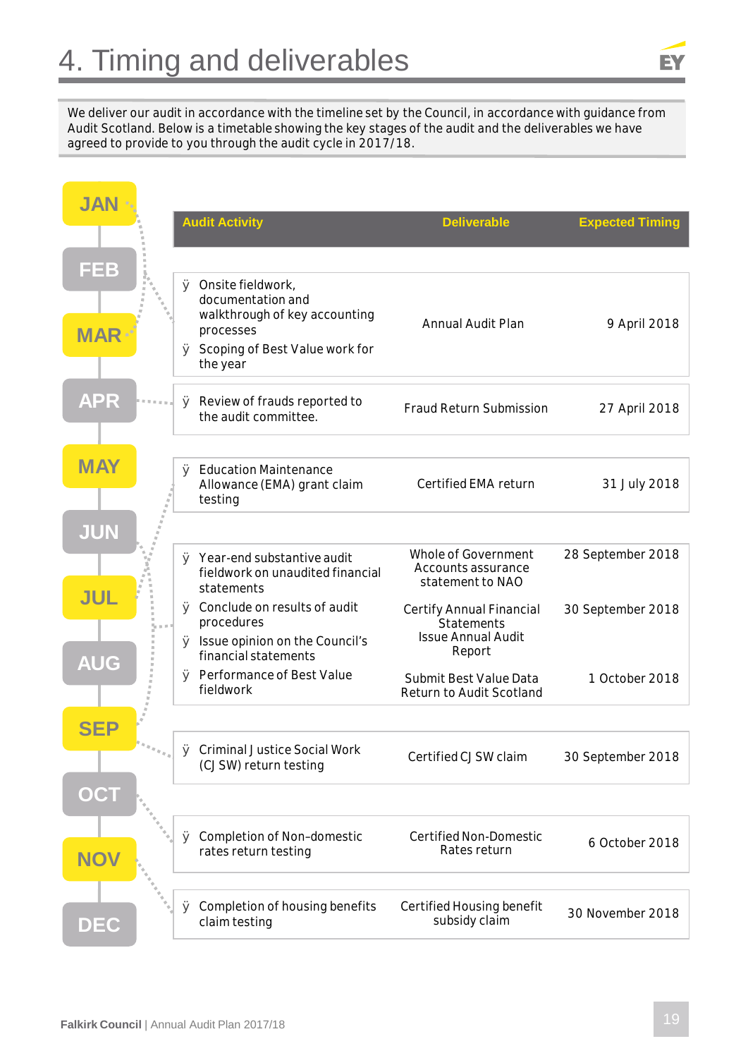# 4. Timing and deliverables

We deliver our audit in accordance with the timeline set by the Council, in accordance with guidance from Audit Scotland. Below is a timetable showing the key stages of the audit and the deliverables we have agreed to provide to you through the audit cycle in 2017/18.

| Audit Activity | Deliverable | Expected Timing |
| --- | --- | --- |
| • Onsite fieldwork, documentation and walkthrough of key accounting processes<br>• Scoping of Best Value work for the year | Annual Audit Plan | 9 April 2018 |
| • Review of frauds reported to the audit committee. | Fraud Return Submission | 27 April 2018 |
| • Education Maintenance Allowance (EMA) grant claim testing | Certified EMA return | 31 July 2018 |
| • Year-end substantive audit fieldwork on unaudited financial statements<br>• Conclude on results of audit procedures<br>• Issue opinion on the Council's financial statements<br>• Performance of Best Value fieldwork | Whole of Government Accounts assurance statement to NAO<br>Certify Annual Financial Statements<br>Issue Annual Audit Report<br>Submit Best Value Data Return to Audit Scotland | 28 September 2018<br>30 September 2018<br>1 October 2018 |
| • Criminal Justice Social Work (CJSW) return testing | Certified CJSW claim | 30 September 2018 |
| • Completion of Non-domestic rates return testing | Certified Non-Domestic Rates return | 6 October 2018 |
| • Completion of housing benefits claim testing | Certified Housing benefit subsidy claim | 30 November 2018 |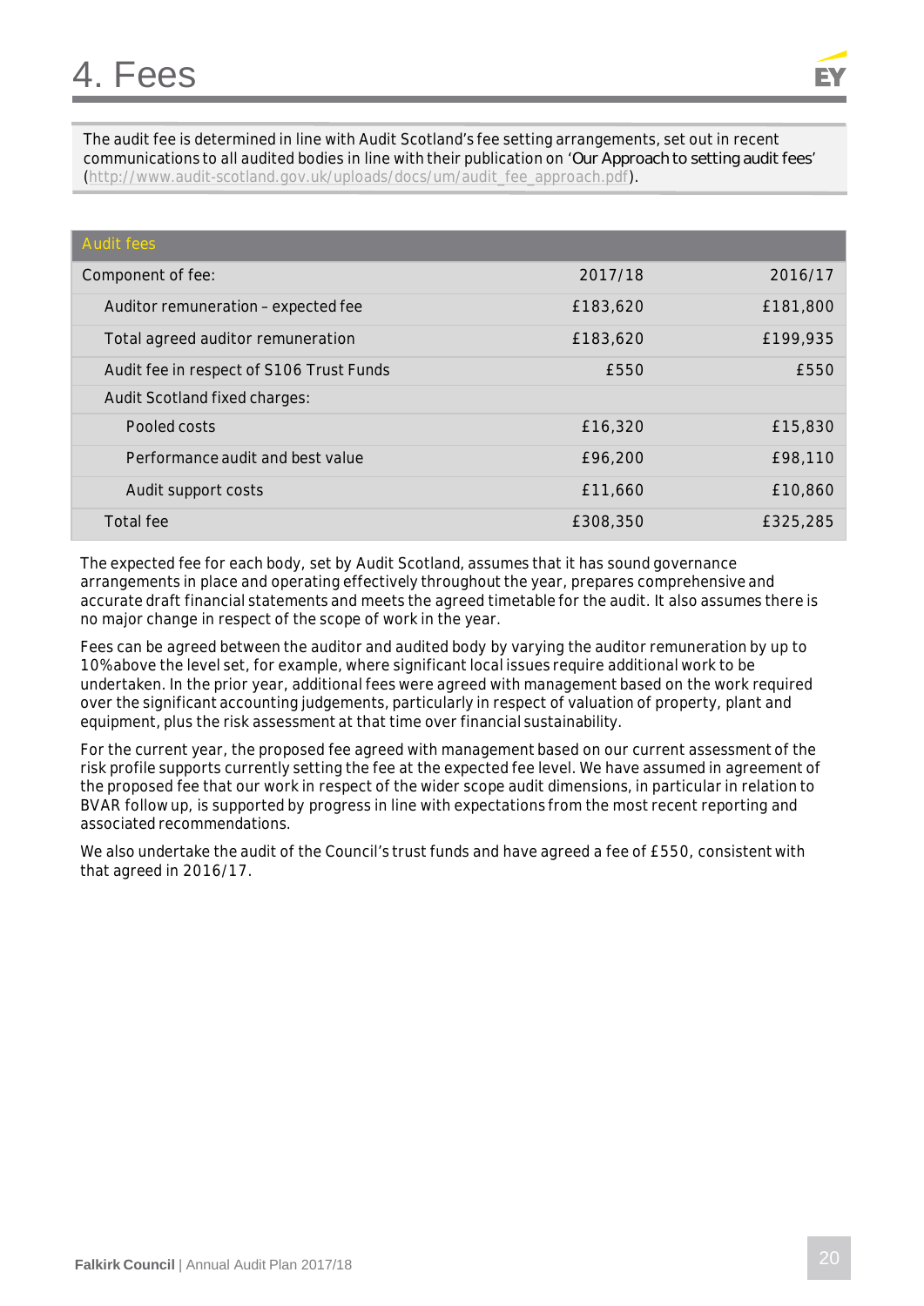# 4. Fees

The audit fee is determined in line with Audit Scotland's fee setting arrangements, set out in recent communications to all audited bodies in line with their publication on 'Our Approach to setting audit fees' (http://www.audit-scotland.gov.uk/uploads/docs/um/audit_fee_approach.pdf).

| Audit fees | | |
|---|---|---|
| Component of fee: | 2017/18 | 2016/17 |
| Auditor remuneration – expected fee | £183,620 | £181,800 |
| Total agreed auditor remuneration | £183,620 | £199,935 |
| Audit fee in respect of S106 Trust Funds | £550 | £550 |
| Audit Scotland fixed charges: | | |
| Pooled costs | £16,320 | £15,830 |
| Performance audit and best value | £96,200 | £98,110 |
| Audit support costs | £11,660 | £10,860 |
| Total fee | £308,350 | £325,285 |

The expected fee for each body, set by Audit Scotland, assumes that it has sound governance arrangements in place and operating effectively throughout the year, prepares comprehensive and accurate draft financial statements and meets the agreed timetable for the audit. It also assumes there is no major change in respect of the scope of work in the year.

Fees can be agreed between the auditor and audited body by varying the auditor remuneration by up to 10% above the level set, for example, where significant local issues require additional work to be undertaken. In the prior year, additional fees were agreed with management based on the work required over the significant accounting judgements, particularly in respect of valuation of property, plant and equipment, plus the risk assessment at that time over financial sustainability.

For the current year, the proposed fee agreed with management based on our current assessment of the risk profile supports currently setting the fee at the expected fee level. We have assumed in agreement of the proposed fee that our work in respect of the wider scope audit dimensions, in particular in relation to BVAR follow up, is supported by progress in line with expectations from the most recent reporting and associated recommendations.

We also undertake the audit of the Council's trust funds and have agreed a fee of £550, consistent with that agreed in 2016/17.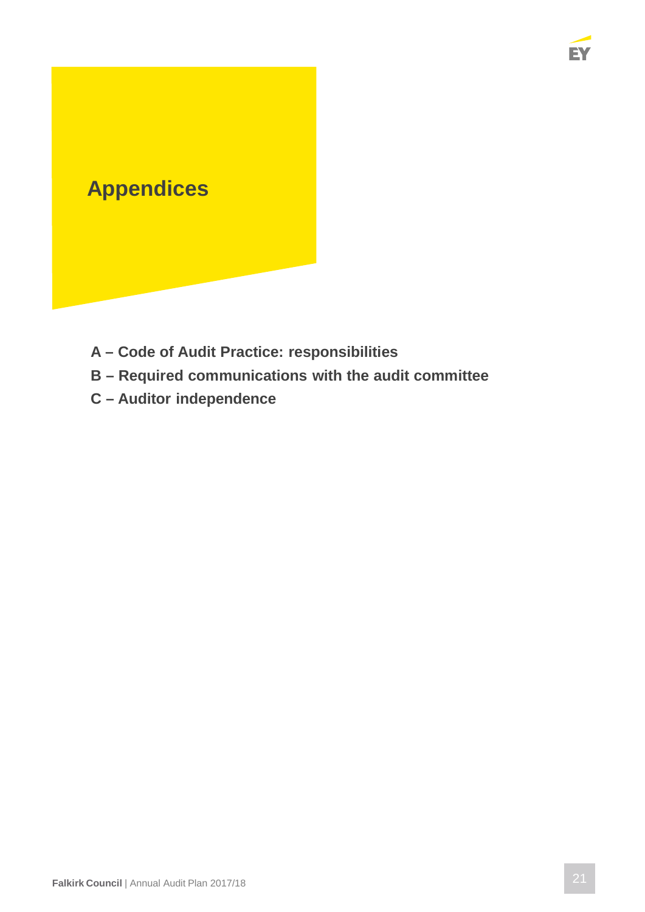# Appendices

**A – Code of Audit Practice: responsibilities**

**B – Required communications with the audit committee**

**C – Auditor independence**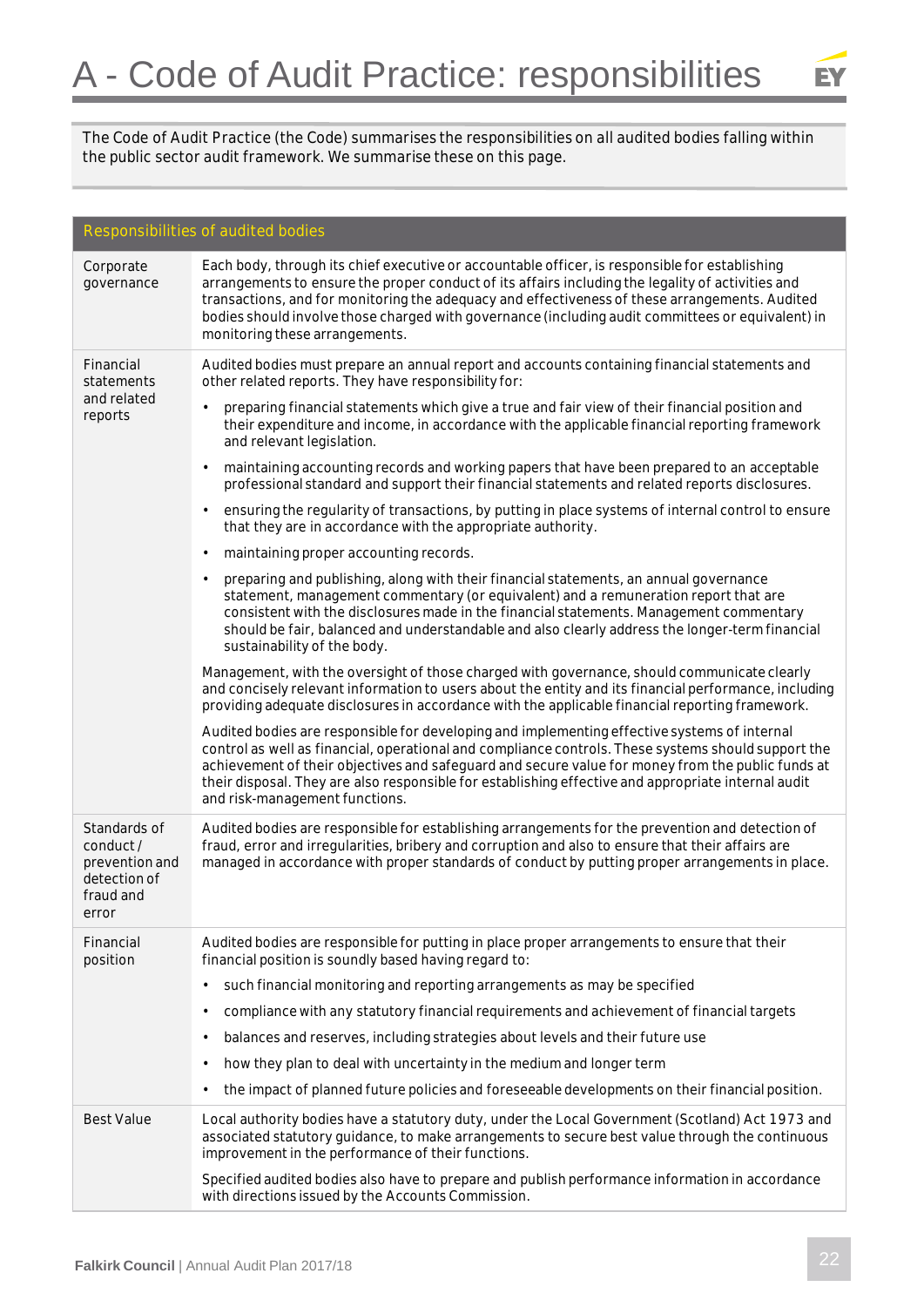# A - Code of Audit Practice: responsibilities

The Code of Audit Practice (the Code) summarises the responsibilities on all audited bodies falling within the public sector audit framework. We summarise these on this page.

| Responsibilities of audited bodies | |
|---|---|
| Corporate governance | Each body, through its chief executive or accountable officer, is responsible for establishing arrangements to ensure the proper conduct of its affairs including the legality of activities and transactions, and for monitoring the adequacy and effectiveness of these arrangements. Audited bodies should involve those charged with governance (including audit committees or equivalent) in monitoring these arrangements. |
| Financial statements and related reports | Audited bodies must prepare an annual report and accounts containing financial statements and other related reports. They have responsibility for:<br>• preparing financial statements which give a true and fair view of their financial position and their expenditure and income, in accordance with the applicable financial reporting framework and relevant legislation.<br>• maintaining accounting records and working papers that have been prepared to an acceptable professional standard and support their financial statements and related reports disclosures.<br>• ensuring the regularity of transactions, by putting in place systems of internal control to ensure that they are in accordance with the appropriate authority.<br>• maintaining proper accounting records.<br>• preparing and publishing, along with their financial statements, an annual governance statement, management commentary (or equivalent) and a remuneration report that are consistent with the disclosures made in the financial statements. Management commentary should be fair, balanced and understandable and also clearly address the longer-term financial sustainability of the body.<br><br>Management, with the oversight of those charged with governance, should communicate clearly and concisely relevant information to users about the entity and its financial performance, including providing adequate disclosures in accordance with the applicable financial reporting framework.<br><br>Audited bodies are responsible for developing and implementing effective systems of internal control as well as financial, operational and compliance controls. These systems should support the achievement of their objectives and safeguard and secure value for money from the public funds at their disposal. They are also responsible for establishing effective and appropriate internal audit and risk-management functions. |
| Standards of conduct / prevention and detection of fraud and error | Audited bodies are responsible for establishing arrangements for the prevention and detection of fraud, error and irregularities, bribery and corruption and also to ensure that their affairs are managed in accordance with proper standards of conduct by putting proper arrangements in place. |
| Financial position | Audited bodies are responsible for putting in place proper arrangements to ensure that their financial position is soundly based having regard to:<br>• such financial monitoring and reporting arrangements as may be specified<br>• compliance with any statutory financial requirements and achievement of financial targets<br>• balances and reserves, including strategies about levels and their future use<br>• how they plan to deal with uncertainty in the medium and longer term<br>• the impact of planned future policies and foreseeable developments on their financial position. |
| Best Value | Local authority bodies have a statutory duty, under the Local Government (Scotland) Act 1973 and associated statutory guidance, to make arrangements to secure best value through the continuous improvement in the performance of their functions.<br><br>Specified audited bodies also have to prepare and publish performance information in accordance with directions issued by the Accounts Commission. |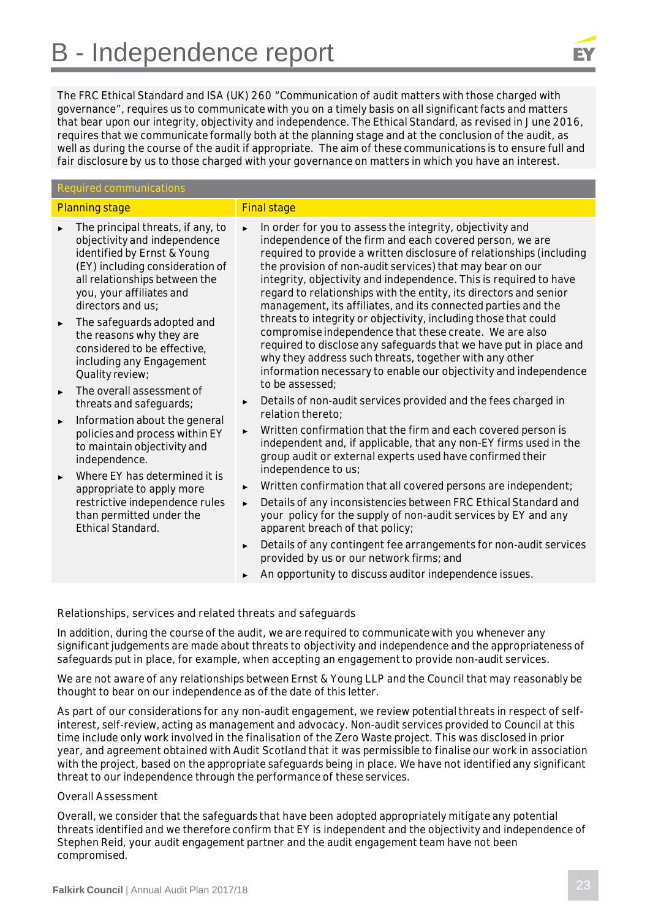# B - Independence report

The FRC Ethical Standard and ISA (UK) 260 "Communication of audit matters with those charged with governance", requires us to communicate with you on a timely basis on all significant facts and matters that bear upon our integrity, objectivity and independence. The Ethical Standard, as revised in June 2016, requires that we communicate formally both at the planning stage and at the conclusion of the audit, as well as during the course of the audit if appropriate. The aim of these communications is to ensure full and fair disclosure by us to those charged with your governance on matters in which you have an interest.

**Required communications**

| Planning stage | Final stage |
|---|---|
| ► The principal threats, if any, to objectivity and independence identified by Ernst & Young (EY) including consideration of all relationships between the you, your affiliates and directors and us;<br>► The safeguards adopted and the reasons why they are considered to be effective, including any Engagement Quality review;<br>► The overall assessment of threats and safeguards;<br>► Information about the general policies and process within EY to maintain objectivity and independence.<br>► Where EY has determined it is appropriate to apply more restrictive independence rules than permitted under the Ethical Standard. | ► In order for you to assess the integrity, objectivity and independence of the firm and each covered person, we are required to provide a written disclosure of relationships (including the provision of non-audit services) that may bear on our integrity, objectivity and independence. This is required to have regard to relationships with the entity, its directors and senior management, its affiliates, and its connected parties and the threats to integrity or objectivity, including those that could compromise independence that these create. We are also required to disclose any safeguards that we have put in place and why they address such threats, together with any other information necessary to enable our objectivity and independence to be assessed;<br>► Details of non-audit services provided and the fees charged in relation thereto;<br>► Written confirmation that the firm and each covered person is independent and, if applicable, that any non-EY firms used in the group audit or external experts used have confirmed their independence to us;<br>► Written confirmation that all covered persons are independent;<br>► Details of any inconsistencies between FRC Ethical Standard and your policy for the supply of non-audit services by EY and any apparent breach of that policy;<br>► Details of any contingent fee arrangements for non-audit services provided by us or our network firms; and<br>► An opportunity to discuss auditor independence issues. |

### Relationships, services and related threats and safeguards

In addition, during the course of the audit, we are required to communicate with you whenever any significant judgements are made about threats to objectivity and independence and the appropriateness of safeguards put in place, for example, when accepting an engagement to provide non-audit services.

We are not aware of any relationships between Ernst & Young LLP and the Council that may reasonably be thought to bear on our independence as of the date of this letter.

As part of our considerations for any non-audit engagement, we review potential threats in respect of self-interest, self-review, acting as management and advocacy. Non-audit services provided to Council at this time include only work involved in the finalisation of the Zero Waste project. This was disclosed in prior year, and agreement obtained with Audit Scotland that it was permissible to finalise our work in association with the project, based on the appropriate safeguards being in place. We have not identified any significant threat to our independence through the performance of these services.

### Overall Assessment

Overall, we consider that the safeguards that have been adopted appropriately mitigate any potential threats identified and we therefore confirm that EY is independent and the objectivity and independence of Stephen Reid, your audit engagement partner and the audit engagement team have not been compromised.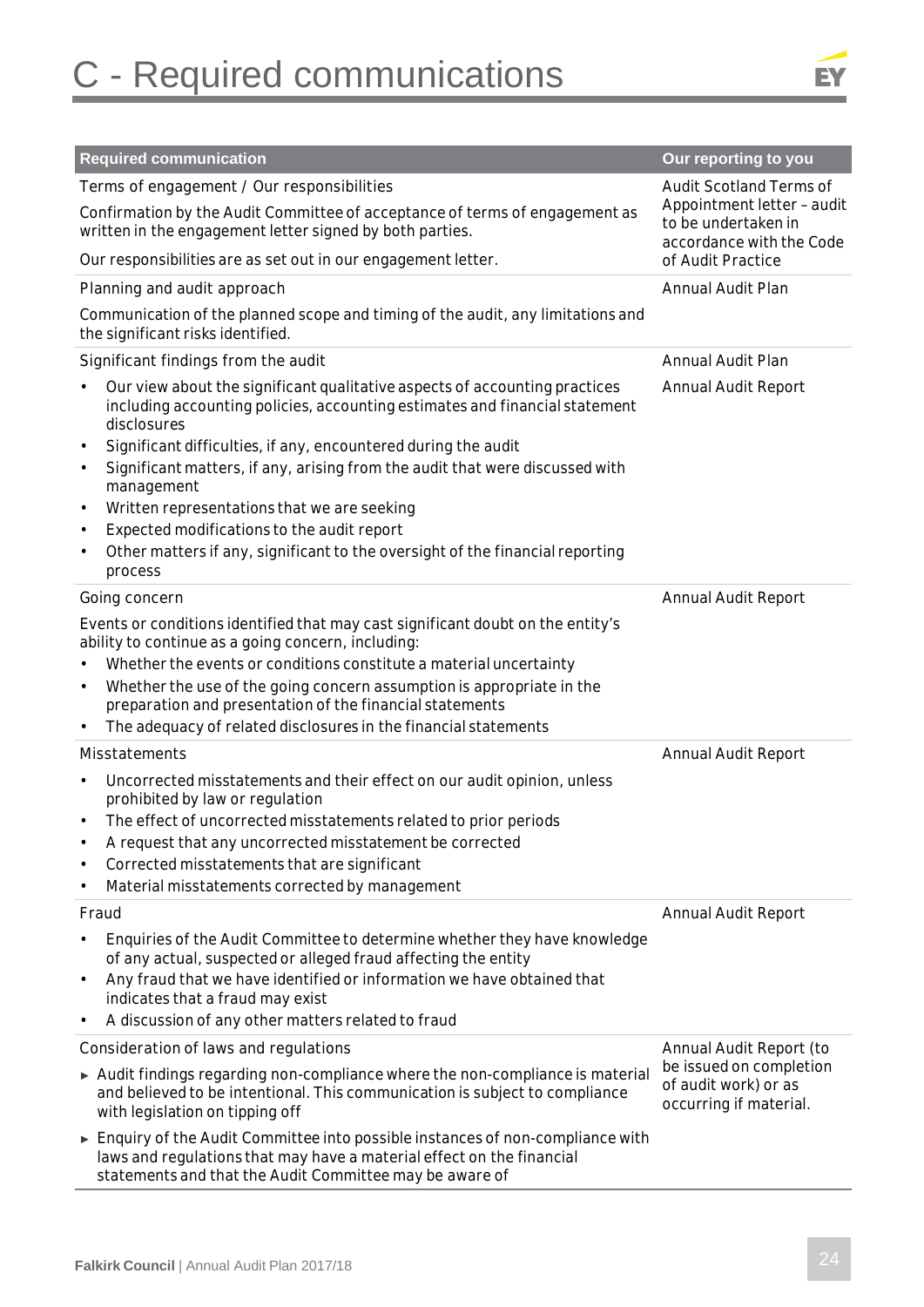# C - Required communications

| Required communication | Our reporting to you |
|---|---|
| Terms of engagement / Our responsibilities<br><br>Confirmation by the Audit Committee of acceptance of terms of engagement as written in the engagement letter signed by both parties.<br><br>Our responsibilities are as set out in our engagement letter. | Audit Scotland Terms of Appointment letter – audit to be undertaken in accordance with the Code of Audit Practice |
| Planning and audit approach<br><br>Communication of the planned scope and timing of the audit, any limitations and the significant risks identified. | Annual Audit Plan |
| Significant findings from the audit<br><br>• Our view about the significant qualitative aspects of accounting practices including accounting policies, accounting estimates and financial statement disclosures<br>• Significant difficulties, if any, encountered during the audit<br>• Significant matters, if any, arising from the audit that were discussed with management<br>• Written representations that we are seeking<br>• Expected modifications to the audit report<br>• Other matters if any, significant to the oversight of the financial reporting process | Annual Audit Plan<br><br>Annual Audit Report |
| Going concern<br><br>Events or conditions identified that may cast significant doubt on the entity's ability to continue as a going concern, including:<br>• Whether the events or conditions constitute a material uncertainty<br>• Whether the use of the going concern assumption is appropriate in the preparation and presentation of the financial statements<br>• The adequacy of related disclosures in the financial statements | Annual Audit Report |
| Misstatements<br><br>• Uncorrected misstatements and their effect on our audit opinion, unless prohibited by law or regulation<br>• The effect of uncorrected misstatements related to prior periods<br>• A request that any uncorrected misstatement be corrected<br>• Corrected misstatements that are significant<br>• Material misstatements corrected by management | Annual Audit Report |
| Fraud<br><br>• Enquiries of the Audit Committee to determine whether they have knowledge of any actual, suspected or alleged fraud affecting the entity<br>• Any fraud that we have identified or information we have obtained that indicates that a fraud may exist<br>• A discussion of any other matters related to fraud | Annual Audit Report |
| Consideration of laws and regulations<br><br>► Audit findings regarding non-compliance where the non-compliance is material and believed to be intentional. This communication is subject to compliance with legislation on tipping off<br><br>► Enquiry of the Audit Committee into possible instances of non-compliance with laws and regulations that may have a material effect on the financial statements and that the Audit Committee may be aware of | Annual Audit Report (to be issued on completion of audit work) or as occurring if material. |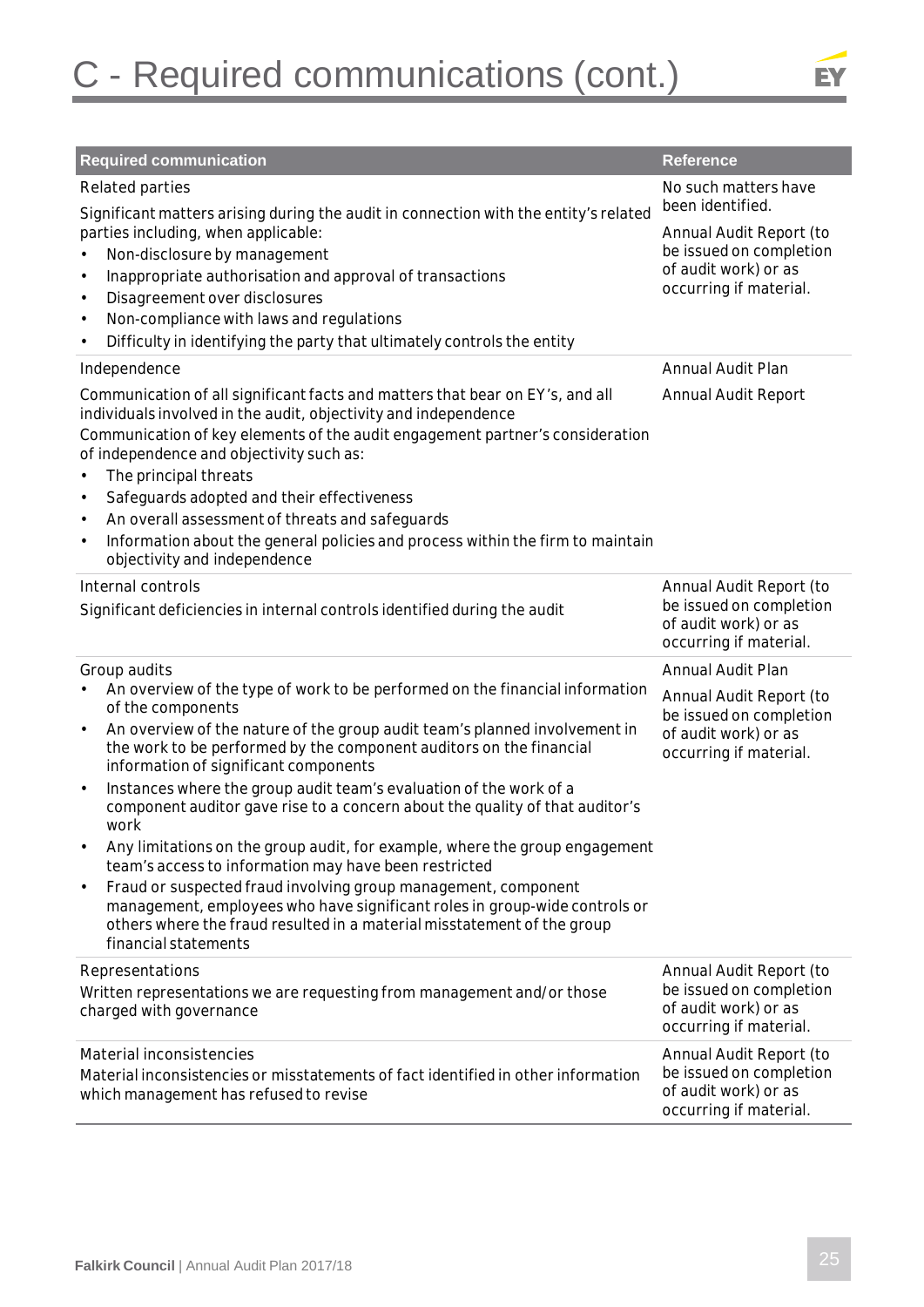# C - Required communications (cont.)

| Required communication | Reference |
| --- | --- |
| Related parties<br><br>Significant matters arising during the audit in connection with the entity's related parties including, when applicable:<br>• Non-disclosure by management<br>• Inappropriate authorisation and approval of transactions<br>• Disagreement over disclosures<br>• Non-compliance with laws and regulations<br>• Difficulty in identifying the party that ultimately controls the entity | No such matters have been identified.<br><br>Annual Audit Report (to be issued on completion of audit work) or as occurring if material. |
| Independence<br><br>Communication of all significant facts and matters that bear on EY's, and all individuals involved in the audit, objectivity and independence<br>Communication of key elements of the audit engagement partner's consideration of independence and objectivity such as:<br>• The principal threats<br>• Safeguards adopted and their effectiveness<br>• An overall assessment of threats and safeguards<br>• Information about the general policies and process within the firm to maintain objectivity and independence | Annual Audit Plan<br><br>Annual Audit Report |
| Internal controls<br><br>Significant deficiencies in internal controls identified during the audit | Annual Audit Report (to be issued on completion of audit work) or as occurring if material. |
| Group audits<br>• An overview of the type of work to be performed on the financial information of the components<br>• An overview of the nature of the group audit team's planned involvement in the work to be performed by the component auditors on the financial information of significant components<br>• Instances where the group audit team's evaluation of the work of a component auditor gave rise to a concern about the quality of that auditor's work<br>• Any limitations on the group audit, for example, where the group engagement team's access to information may have been restricted<br>• Fraud or suspected fraud involving group management, component management, employees who have significant roles in group-wide controls or others where the fraud resulted in a material misstatement of the group financial statements | Annual Audit Plan<br><br>Annual Audit Report (to be issued on completion of audit work) or as occurring if material. |
| Representations<br><br>Written representations we are requesting from management and/or those charged with governance | Annual Audit Report (to be issued on completion of audit work) or as occurring if material. |
| Material inconsistencies<br><br>Material inconsistencies or misstatements of fact identified in other information which management has refused to revise | Annual Audit Report (to be issued on completion of audit work) or as occurring if material. |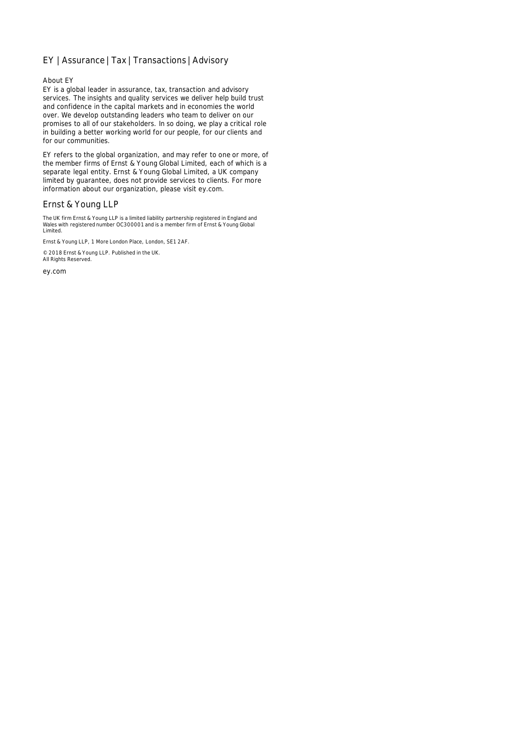## EY | Assurance | Tax | Transactions | Advisory

About EY

EY is a global leader in assurance, tax, transaction and advisory services. The insights and quality services we deliver help build trust and confidence in the capital markets and in economies the world over. We develop outstanding leaders who team to deliver on our promises to all of our stakeholders. In so doing, we play a critical role in building a better working world for our people, for our clients and for our communities.

EY refers to the global organization, and may refer to one or more, of the member firms of Ernst & Young Global Limited, each of which is a separate legal entity. Ernst & Young Global Limited, a UK company limited by guarantee, does not provide services to clients. For more information about our organization, please visit ey.com.

## Ernst & Young LLP

The UK firm Ernst & Young LLP is a limited liability partnership registered in England and Wales with registered number OC300001 and is a member firm of Ernst & Young Global Limited.

Ernst & Young LLP, 1 More London Place, London, SE1 2AF.

© 2018 Ernst & Young LLP. Published in the UK.
All Rights Reserved.

ey.com